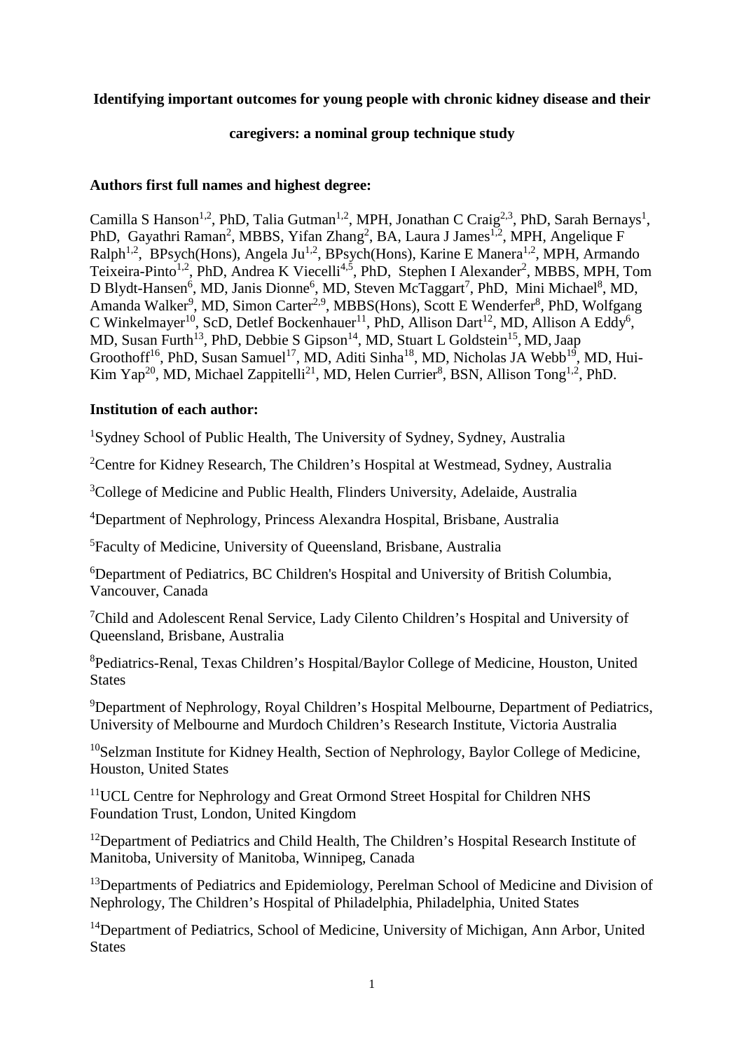**Identifying important outcomes for young people with chronic kidney disease and their caregivers: a nominal group technique study**

**Authors first full names and highest degree:**

Camilla S Hanson[1,2], PhD, Talia Gutman[1,2], MPH, Jonathan C Craig[2,3], PhD, Sarah Bernays[1], PhD, Gayathri Raman[2], MBBS, Yifan Zhang[2], BA, Laura J James[1,2], MPH, Angelique F Ralph[1,2], BPsych(Hons), Angela Ju[1,2], BPsych(Hons), Karine E Manera[1,2], MPH, Armando Teixeira-Pinto[1,2], PhD, Andrea K Viecelli[4,5], PhD, Stephen I Alexander[2], MBBS, MPH, Tom D Blydt-Hansen[6], MD, Janis Dionne[6], MD, Steven McTaggart[7], PhD, Mini Michael[8], MD, Amanda Walker[9], MD, Simon Carter[2,9], MBBS(Hons), Scott E Wenderfer[8], PhD, Wolfgang C Winkelmayer[10], ScD, Detlef Bockenhauer[11], PhD, Allison Dart[12], MD, Allison A Eddy[6], MD, Susan Furth[13], PhD, Debbie S Gipson[14], MD, Stuart L Goldstein[15], MD, Jaap Groothoff[16], PhD, Susan Samuel[17], MD, Aditi Sinha[18], MD, Nicholas JA Webb[19], MD, Hui-Kim Yap[20], MD, Michael Zappitelli[21], MD, Helen Currier[8], BSN, Allison Tong[1,2], PhD.

**Institution of each author:**

[1]Sydney School of Public Health, The University of Sydney, Sydney, Australia

[2]Centre for Kidney Research, The Children's Hospital at Westmead, Sydney, Australia

[3]College of Medicine and Public Health, Flinders University, Adelaide, Australia

[4]Department of Nephrology, Princess Alexandra Hospital, Brisbane, Australia

[5]Faculty of Medicine, University of Queensland, Brisbane, Australia

[6]Department of Pediatrics, BC Children's Hospital and University of British Columbia, Vancouver, Canada

[7]Child and Adolescent Renal Service, Lady Cilento Children's Hospital and University of Queensland, Brisbane, Australia

[8]Pediatrics-Renal, Texas Children's Hospital/Baylor College of Medicine, Houston, United States

[9]Department of Nephrology, Royal Children's Hospital Melbourne, Department of Pediatrics, University of Melbourne and Murdoch Children's Research Institute, Victoria Australia

[10]Selzman Institute for Kidney Health, Section of Nephrology, Baylor College of Medicine, Houston, United States

[11]UCL Centre for Nephrology and Great Ormond Street Hospital for Children NHS Foundation Trust, London, United Kingdom

[12]Department of Pediatrics and Child Health, The Children's Hospital Research Institute of Manitoba, University of Manitoba, Winnipeg, Canada

[13]Departments of Pediatrics and Epidemiology, Perelman School of Medicine and Division of Nephrology, The Children's Hospital of Philadelphia, Philadelphia, United States

[14]Department of Pediatrics, School of Medicine, University of Michigan, Ann Arbor, United States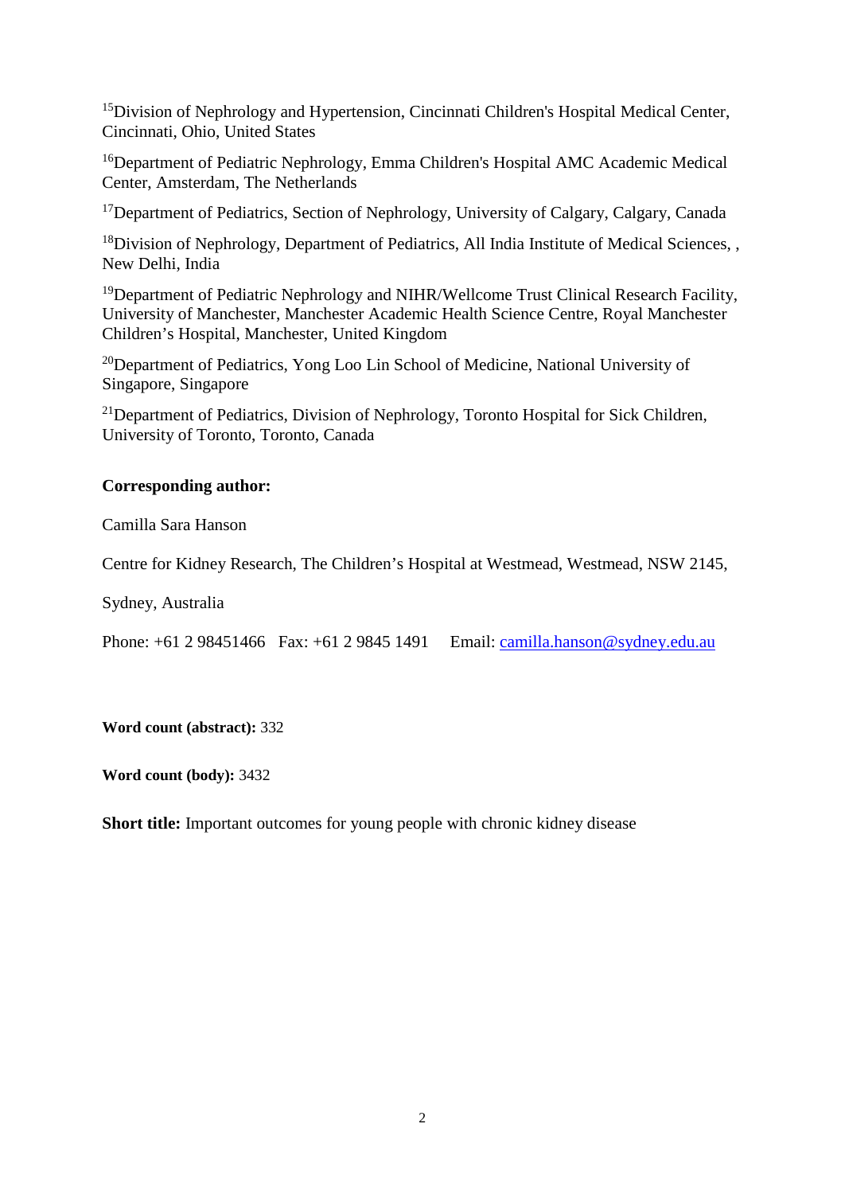[15]Division of Nephrology and Hypertension, Cincinnati Children's Hospital Medical Center, Cincinnati, Ohio, United States

[16]Department of Pediatric Nephrology, Emma Children's Hospital AMC Academic Medical Center, Amsterdam, The Netherlands

[17]Department of Pediatrics, Section of Nephrology, University of Calgary, Calgary, Canada

[18]Division of Nephrology, Department of Pediatrics, All India Institute of Medical Sciences, , New Delhi, India

[19]Department of Pediatric Nephrology and NIHR/Wellcome Trust Clinical Research Facility, University of Manchester, Manchester Academic Health Science Centre, Royal Manchester Children's Hospital, Manchester, United Kingdom

[20]Department of Pediatrics, Yong Loo Lin School of Medicine, National University of Singapore, Singapore

[21]Department of Pediatrics, Division of Nephrology, Toronto Hospital for Sick Children, University of Toronto, Toronto, Canada

**Corresponding author:**

Camilla Sara Hanson

Centre for Kidney Research, The Children's Hospital at Westmead, Westmead, NSW 2145,

Sydney, Australia

Phone: +61 2 98451466 Fax: +61 2 9845 1491 Email: camilla.hanson@sydney.edu.au

**Word count (abstract):** 332

**Word count (body):** 3432

**Short title:** Important outcomes for young people with chronic kidney disease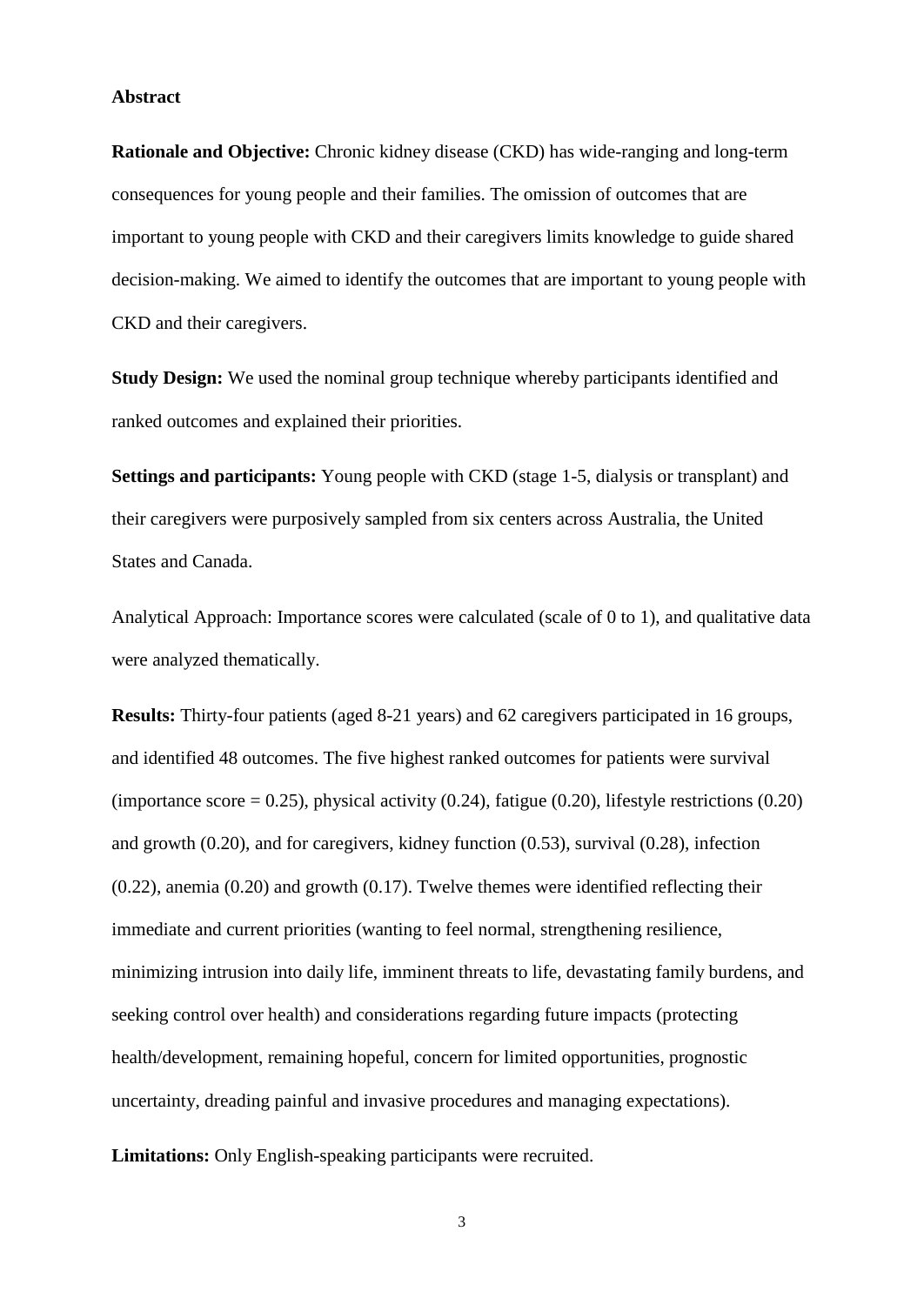## Abstract

**Rationale and Objective:** Chronic kidney disease (CKD) has wide-ranging and long-term consequences for young people and their families. The omission of outcomes that are important to young people with CKD and their caregivers limits knowledge to guide shared decision-making. We aimed to identify the outcomes that are important to young people with CKD and their caregivers.

**Study Design:** We used the nominal group technique whereby participants identified and ranked outcomes and explained their priorities.

**Settings and participants:** Young people with CKD (stage 1-5, dialysis or transplant) and their caregivers were purposively sampled from six centers across Australia, the United States and Canada.

Analytical Approach: Importance scores were calculated (scale of 0 to 1), and qualitative data were analyzed thematically.

**Results:** Thirty-four patients (aged 8-21 years) and 62 caregivers participated in 16 groups, and identified 48 outcomes. The five highest ranked outcomes for patients were survival (importance score = 0.25), physical activity (0.24), fatigue (0.20), lifestyle restrictions (0.20) and growth (0.20), and for caregivers, kidney function (0.53), survival (0.28), infection (0.22), anemia (0.20) and growth (0.17). Twelve themes were identified reflecting their immediate and current priorities (wanting to feel normal, strengthening resilience, minimizing intrusion into daily life, imminent threats to life, devastating family burdens, and seeking control over health) and considerations regarding future impacts (protecting health/development, remaining hopeful, concern for limited opportunities, prognostic uncertainty, dreading painful and invasive procedures and managing expectations).

**Limitations:** Only English-speaking participants were recruited.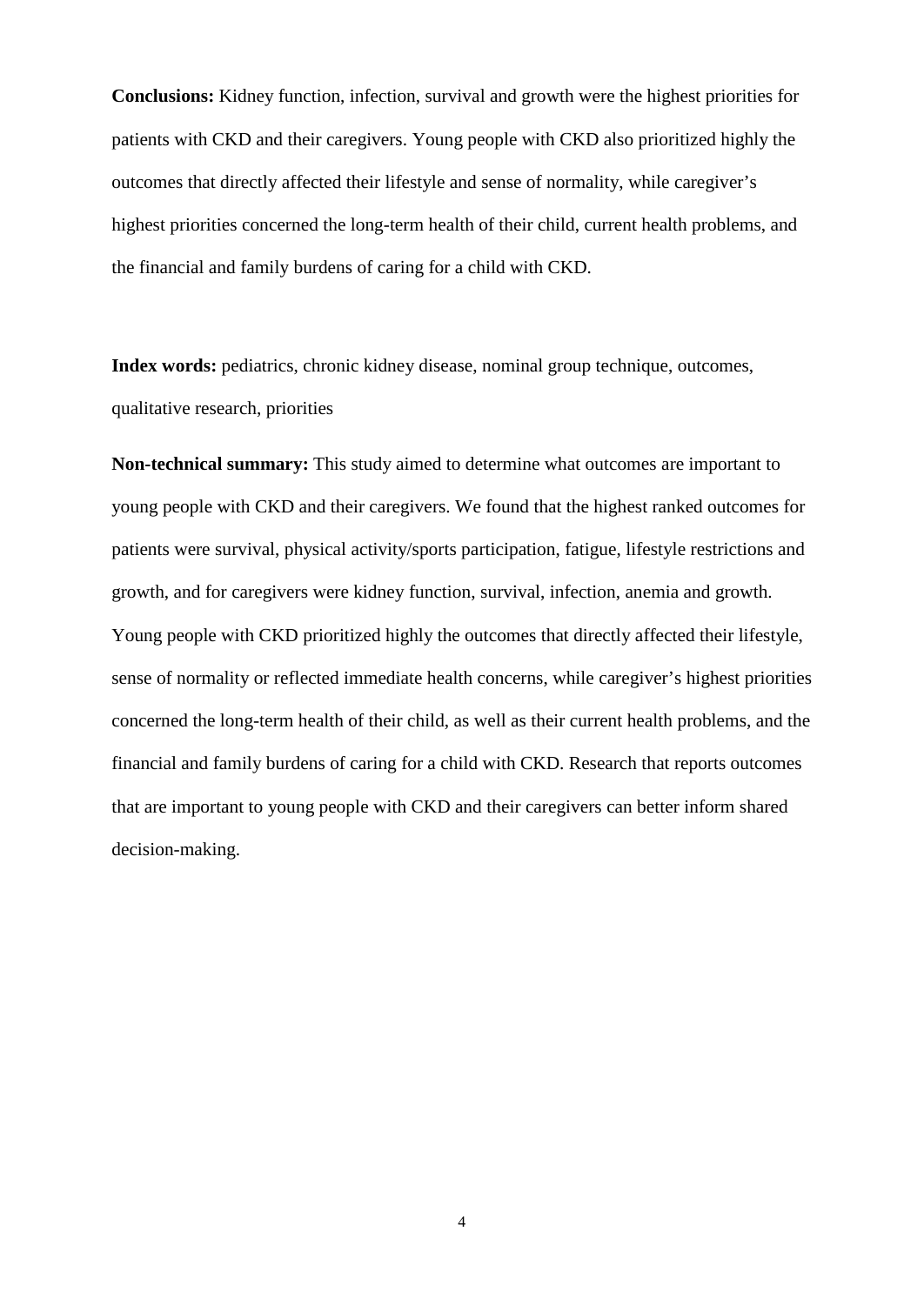**Conclusions:** Kidney function, infection, survival and growth were the highest priorities for patients with CKD and their caregivers. Young people with CKD also prioritized highly the outcomes that directly affected their lifestyle and sense of normality, while caregiver's highest priorities concerned the long-term health of their child, current health problems, and the financial and family burdens of caring for a child with CKD.

**Index words:** pediatrics, chronic kidney disease, nominal group technique, outcomes, qualitative research, priorities

**Non-technical summary:** This study aimed to determine what outcomes are important to young people with CKD and their caregivers. We found that the highest ranked outcomes for patients were survival, physical activity/sports participation, fatigue, lifestyle restrictions and growth, and for caregivers were kidney function, survival, infection, anemia and growth. Young people with CKD prioritized highly the outcomes that directly affected their lifestyle, sense of normality or reflected immediate health concerns, while caregiver's highest priorities concerned the long-term health of their child, as well as their current health problems, and the financial and family burdens of caring for a child with CKD. Research that reports outcomes that are important to young people with CKD and their caregivers can better inform shared decision-making.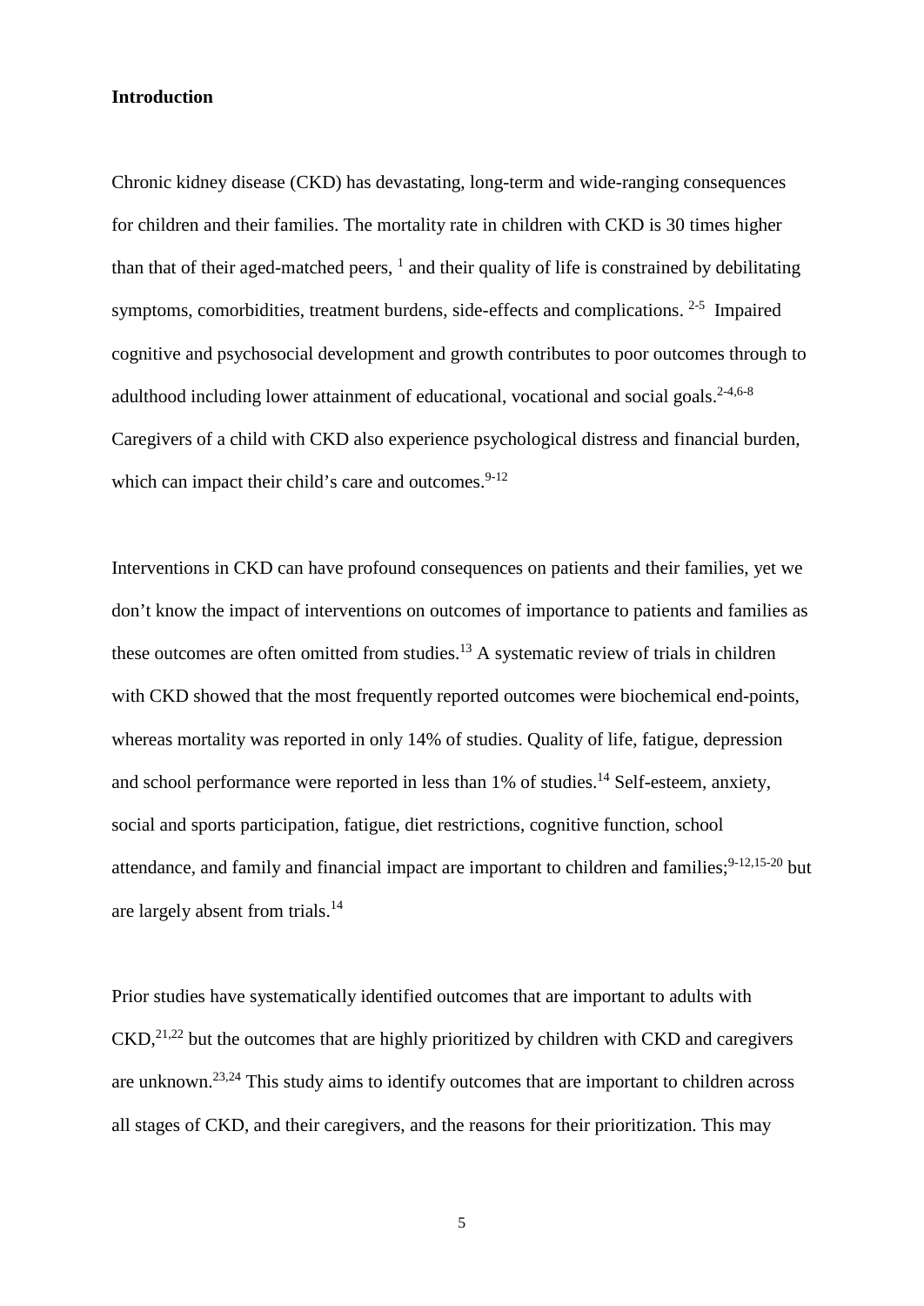## Introduction

Chronic kidney disease (CKD) has devastating, long-term and wide-ranging consequences for children and their families. The mortality rate in children with CKD is 30 times higher than that of their aged-matched peers, [1] and their quality of life is constrained by debilitating symptoms, comorbidities, treatment burdens, side-effects and complications. [2-5] Impaired cognitive and psychosocial development and growth contributes to poor outcomes through to adulthood including lower attainment of educational, vocational and social goals.[2-4,6-8] Caregivers of a child with CKD also experience psychological distress and financial burden, which can impact their child's care and outcomes.[9-12]

Interventions in CKD can have profound consequences on patients and their families, yet we don't know the impact of interventions on outcomes of importance to patients and families as these outcomes are often omitted from studies.[13] A systematic review of trials in children with CKD showed that the most frequently reported outcomes were biochemical end-points, whereas mortality was reported in only 14% of studies. Quality of life, fatigue, depression and school performance were reported in less than 1% of studies.[14] Self-esteem, anxiety, social and sports participation, fatigue, diet restrictions, cognitive function, school attendance, and family and financial impact are important to children and families;[9-12,15-20] but are largely absent from trials.[14]

Prior studies have systematically identified outcomes that are important to adults with CKD,[21,22] but the outcomes that are highly prioritized by children with CKD and caregivers are unknown.[23,24] This study aims to identify outcomes that are important to children across all stages of CKD, and their caregivers, and the reasons for their prioritization. This may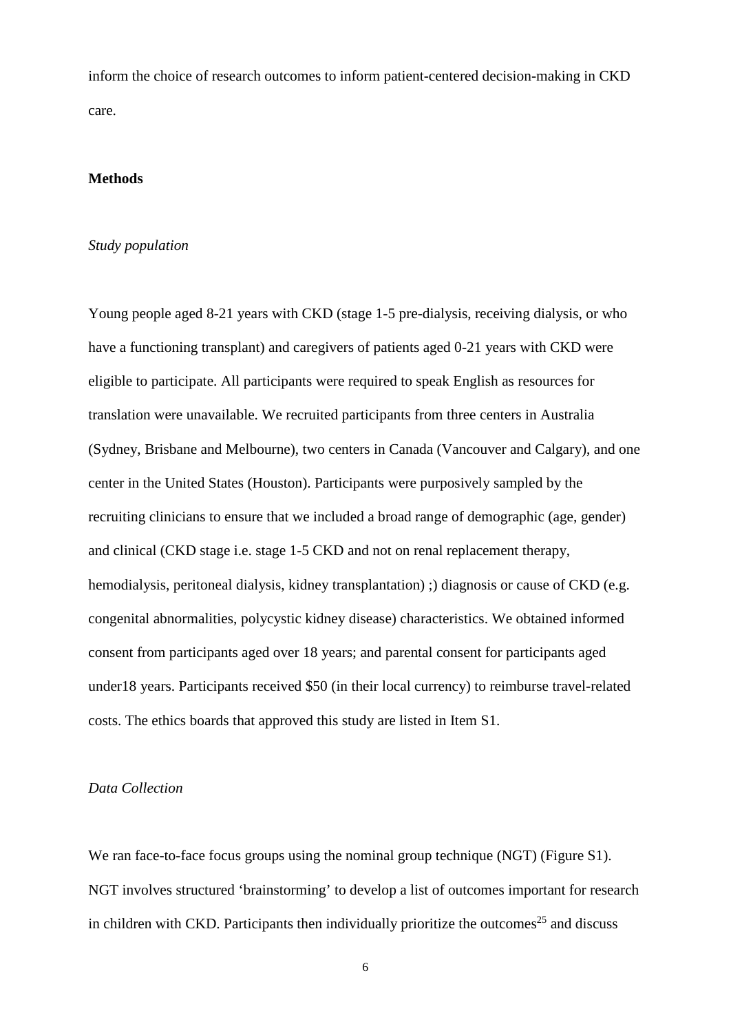inform the choice of research outcomes to inform patient-centered decision-making in CKD care.

## Methods

### *Study population*

Young people aged 8-21 years with CKD (stage 1-5 pre-dialysis, receiving dialysis, or who have a functioning transplant) and caregivers of patients aged 0-21 years with CKD were eligible to participate. All participants were required to speak English as resources for translation were unavailable. We recruited participants from three centers in Australia (Sydney, Brisbane and Melbourne), two centers in Canada (Vancouver and Calgary), and one center in the United States (Houston). Participants were purposively sampled by the recruiting clinicians to ensure that we included a broad range of demographic (age, gender) and clinical (CKD stage i.e. stage 1-5 CKD and not on renal replacement therapy, hemodialysis, peritoneal dialysis, kidney transplantation) ;) diagnosis or cause of CKD (e.g. congenital abnormalities, polycystic kidney disease) characteristics. We obtained informed consent from participants aged over 18 years; and parental consent for participants aged under18 years. Participants received $50 (in their local currency) to reimburse travel-related costs. The ethics boards that approved this study are listed in Item S1.

### *Data Collection*

We ran face-to-face focus groups using the nominal group technique (NGT) (Figure S1). NGT involves structured 'brainstorming' to develop a list of outcomes important for research in children with CKD. Participants then individually prioritize the outcomes[25] and discuss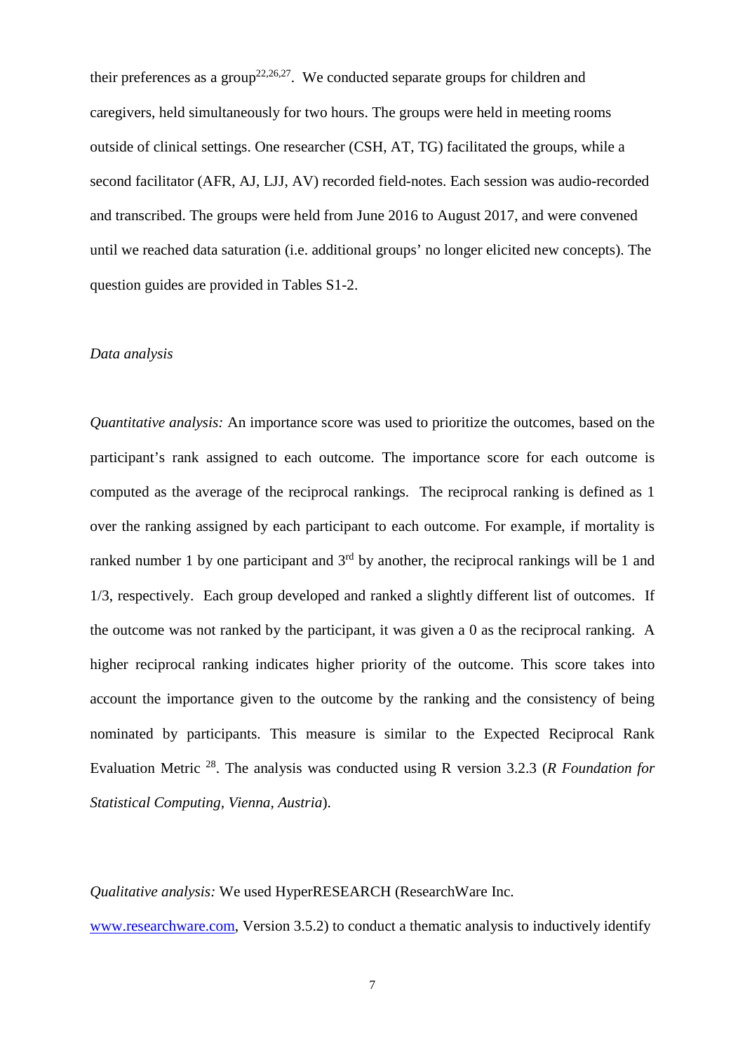their preferences as a group[22,26,27]. We conducted separate groups for children and caregivers, held simultaneously for two hours. The groups were held in meeting rooms outside of clinical settings. One researcher (CSH, AT, TG) facilitated the groups, while a second facilitator (AFR, AJ, LJJ, AV) recorded field-notes. Each session was audio-recorded and transcribed. The groups were held from June 2016 to August 2017, and were convened until we reached data saturation (i.e. additional groups' no longer elicited new concepts). The question guides are provided in Tables S1-2.

*Data analysis*

*Quantitative analysis:* An importance score was used to prioritize the outcomes, based on the participant's rank assigned to each outcome. The importance score for each outcome is computed as the average of the reciprocal rankings. The reciprocal ranking is defined as 1 over the ranking assigned by each participant to each outcome. For example, if mortality is ranked number 1 by one participant and 3rd by another, the reciprocal rankings will be 1 and 1/3, respectively. Each group developed and ranked a slightly different list of outcomes. If the outcome was not ranked by the participant, it was given a 0 as the reciprocal ranking. A higher reciprocal ranking indicates higher priority of the outcome. This score takes into account the importance given to the outcome by the ranking and the consistency of being nominated by participants. This measure is similar to the Expected Reciprocal Rank Evaluation Metric [28]. The analysis was conducted using R version 3.2.3 (*R Foundation for Statistical Computing, Vienna, Austria*).

*Qualitative analysis:* We used HyperRESEARCH (ResearchWare Inc. www.researchware.com, Version 3.5.2) to conduct a thematic analysis to inductively identify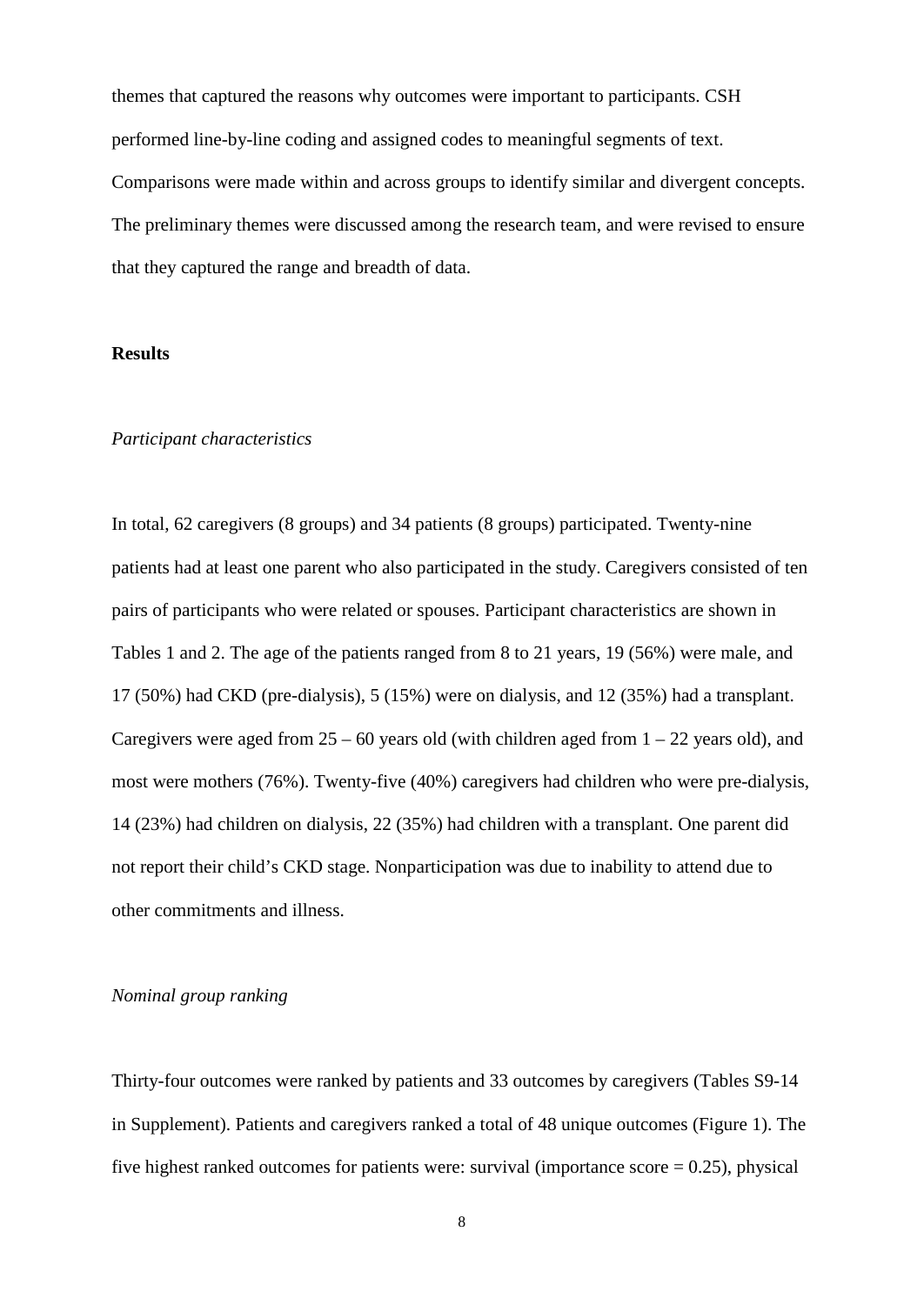themes that captured the reasons why outcomes were important to participants. CSH performed line-by-line coding and assigned codes to meaningful segments of text. Comparisons were made within and across groups to identify similar and divergent concepts. The preliminary themes were discussed among the research team, and were revised to ensure that they captured the range and breadth of data.

## Results

### *Participant characteristics*

In total, 62 caregivers (8 groups) and 34 patients (8 groups) participated. Twenty-nine patients had at least one parent who also participated in the study. Caregivers consisted of ten pairs of participants who were related or spouses. Participant characteristics are shown in Tables 1 and 2. The age of the patients ranged from 8 to 21 years, 19 (56%) were male, and 17 (50%) had CKD (pre-dialysis), 5 (15%) were on dialysis, and 12 (35%) had a transplant. Caregivers were aged from 25 – 60 years old (with children aged from 1 – 22 years old), and most were mothers (76%). Twenty-five (40%) caregivers had children who were pre-dialysis, 14 (23%) had children on dialysis, 22 (35%) had children with a transplant. One parent did not report their child's CKD stage. Nonparticipation was due to inability to attend due to other commitments and illness.

### *Nominal group ranking*

Thirty-four outcomes were ranked by patients and 33 outcomes by caregivers (Tables S9-14 in Supplement). Patients and caregivers ranked a total of 48 unique outcomes (Figure 1). The five highest ranked outcomes for patients were: survival (importance score = 0.25), physical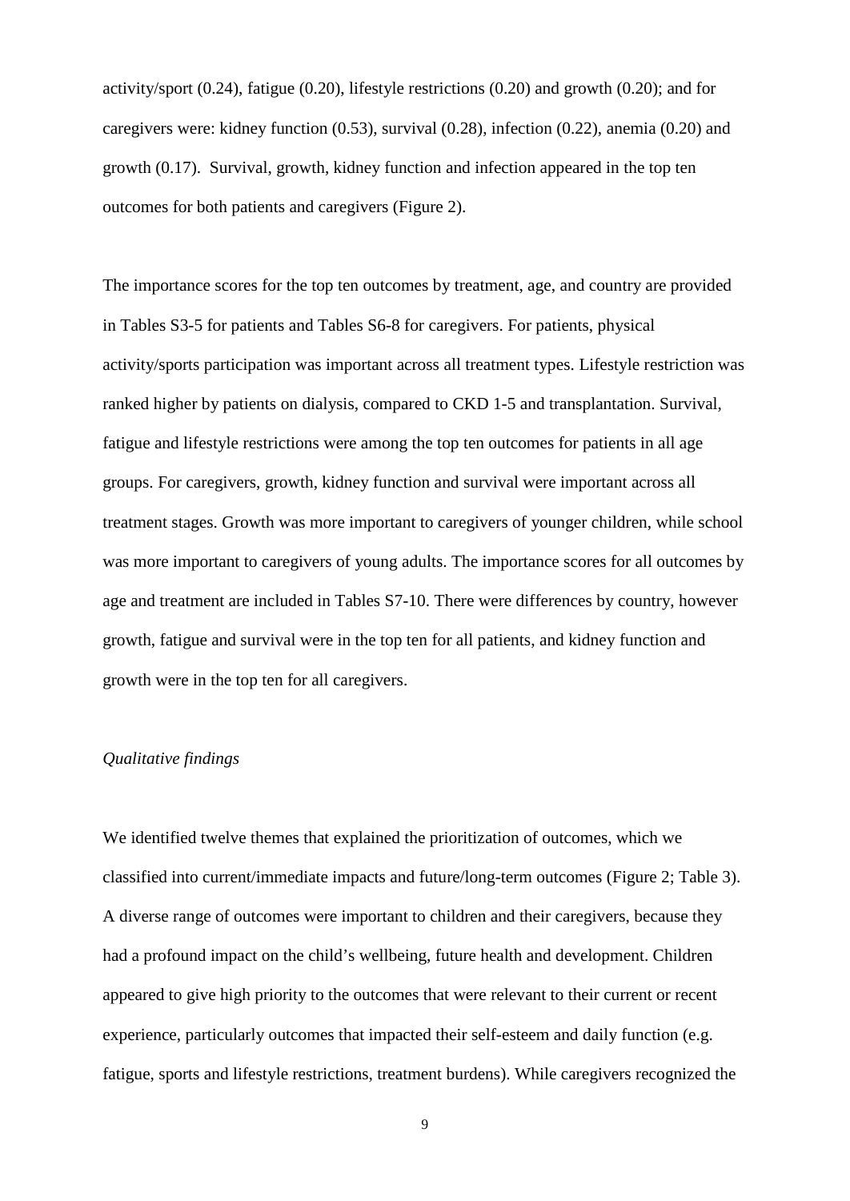activity/sport (0.24), fatigue (0.20), lifestyle restrictions (0.20) and growth (0.20); and for caregivers were: kidney function (0.53), survival (0.28), infection (0.22), anemia (0.20) and growth (0.17). Survival, growth, kidney function and infection appeared in the top ten outcomes for both patients and caregivers (Figure 2).

The importance scores for the top ten outcomes by treatment, age, and country are provided in Tables S3-5 for patients and Tables S6-8 for caregivers. For patients, physical activity/sports participation was important across all treatment types. Lifestyle restriction was ranked higher by patients on dialysis, compared to CKD 1-5 and transplantation. Survival, fatigue and lifestyle restrictions were among the top ten outcomes for patients in all age groups. For caregivers, growth, kidney function and survival were important across all treatment stages. Growth was more important to caregivers of younger children, while school was more important to caregivers of young adults. The importance scores for all outcomes by age and treatment are included in Tables S7-10. There were differences by country, however growth, fatigue and survival were in the top ten for all patients, and kidney function and growth were in the top ten for all caregivers.

*Qualitative findings*

We identified twelve themes that explained the prioritization of outcomes, which we classified into current/immediate impacts and future/long-term outcomes (Figure 2; Table 3). A diverse range of outcomes were important to children and their caregivers, because they had a profound impact on the child's wellbeing, future health and development. Children appeared to give high priority to the outcomes that were relevant to their current or recent experience, particularly outcomes that impacted their self-esteem and daily function (e.g. fatigue, sports and lifestyle restrictions, treatment burdens). While caregivers recognized the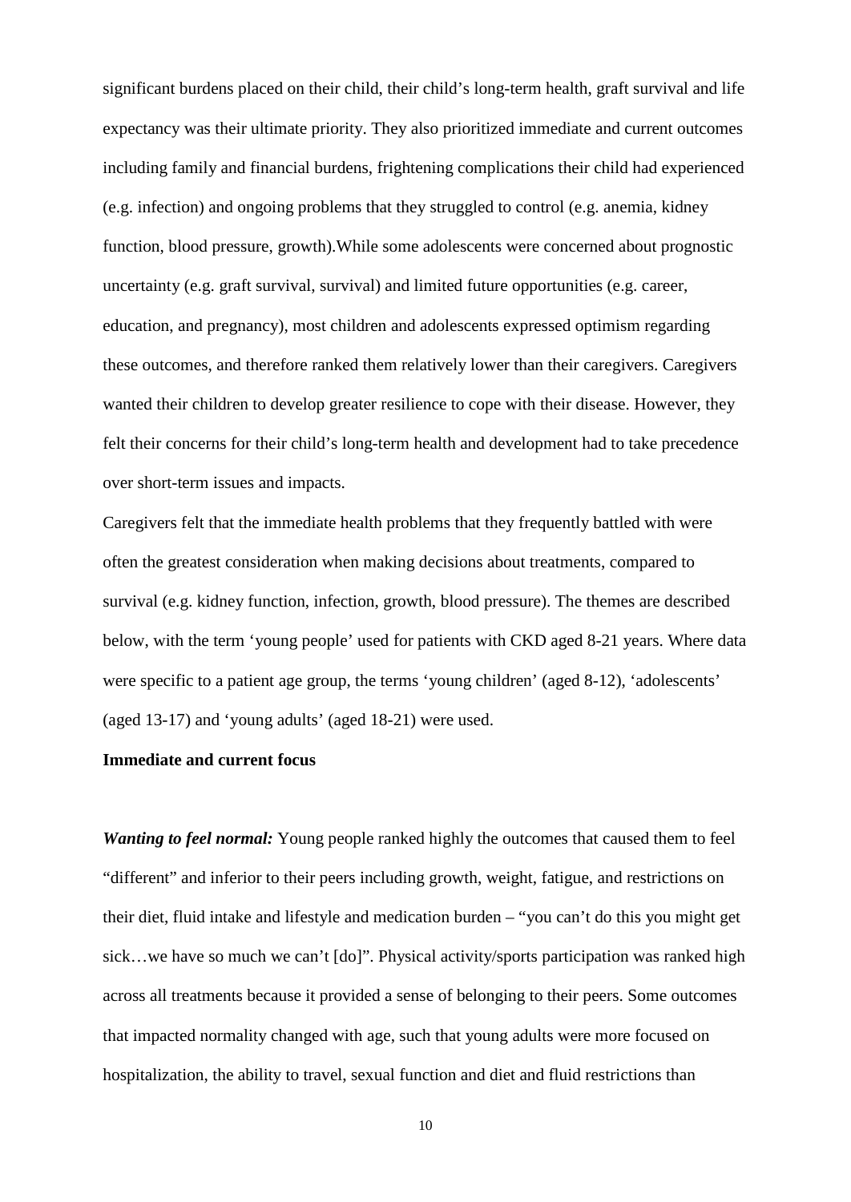significant burdens placed on their child, their child's long-term health, graft survival and life expectancy was their ultimate priority. They also prioritized immediate and current outcomes including family and financial burdens, frightening complications their child had experienced (e.g. infection) and ongoing problems that they struggled to control (e.g. anemia, kidney function, blood pressure, growth).While some adolescents were concerned about prognostic uncertainty (e.g. graft survival, survival) and limited future opportunities (e.g. career, education, and pregnancy), most children and adolescents expressed optimism regarding these outcomes, and therefore ranked them relatively lower than their caregivers. Caregivers wanted their children to develop greater resilience to cope with their disease. However, they felt their concerns for their child's long-term health and development had to take precedence over short-term issues and impacts.

Caregivers felt that the immediate health problems that they frequently battled with were often the greatest consideration when making decisions about treatments, compared to survival (e.g. kidney function, infection, growth, blood pressure). The themes are described below, with the term 'young people' used for patients with CKD aged 8-21 years. Where data were specific to a patient age group, the terms 'young children' (aged 8-12), 'adolescents' (aged 13-17) and 'young adults' (aged 18-21) were used.

**Immediate and current focus**

***Wanting to feel normal:*** Young people ranked highly the outcomes that caused them to feel "different" and inferior to their peers including growth, weight, fatigue, and restrictions on their diet, fluid intake and lifestyle and medication burden – "you can't do this you might get sick…we have so much we can't [do]". Physical activity/sports participation was ranked high across all treatments because it provided a sense of belonging to their peers. Some outcomes that impacted normality changed with age, such that young adults were more focused on hospitalization, the ability to travel, sexual function and diet and fluid restrictions than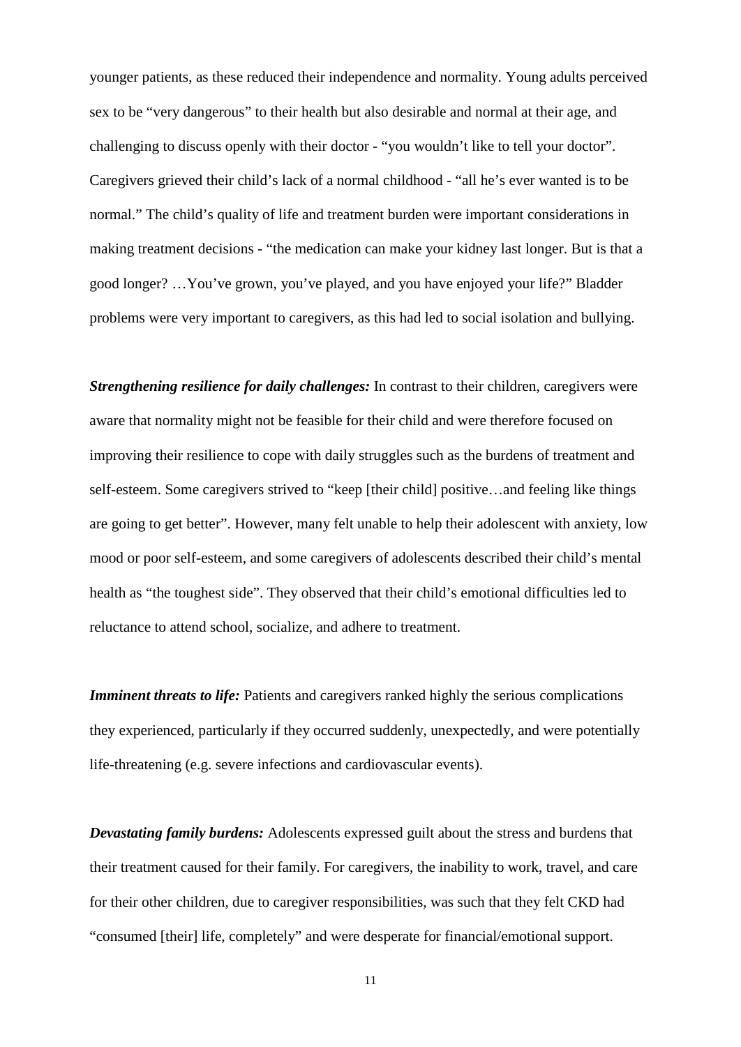younger patients, as these reduced their independence and normality. Young adults perceived sex to be "very dangerous" to their health but also desirable and normal at their age, and challenging to discuss openly with their doctor - "you wouldn't like to tell your doctor". Caregivers grieved their child's lack of a normal childhood - "all he's ever wanted is to be normal." The child's quality of life and treatment burden were important considerations in making treatment decisions - "the medication can make your kidney last longer. But is that a good longer? …You've grown, you've played, and you have enjoyed your life?" Bladder problems were very important to caregivers, as this had led to social isolation and bullying.

***Strengthening resilience for daily challenges:*** In contrast to their children, caregivers were aware that normality might not be feasible for their child and were therefore focused on improving their resilience to cope with daily struggles such as the burdens of treatment and self-esteem. Some caregivers strived to "keep [their child] positive…and feeling like things are going to get better". However, many felt unable to help their adolescent with anxiety, low mood or poor self-esteem, and some caregivers of adolescents described their child's mental health as "the toughest side". They observed that their child's emotional difficulties led to reluctance to attend school, socialize, and adhere to treatment.

***Imminent threats to life:*** Patients and caregivers ranked highly the serious complications they experienced, particularly if they occurred suddenly, unexpectedly, and were potentially life-threatening (e.g. severe infections and cardiovascular events).

***Devastating family burdens:*** Adolescents expressed guilt about the stress and burdens that their treatment caused for their family. For caregivers, the inability to work, travel, and care for their other children, due to caregiver responsibilities, was such that they felt CKD had "consumed [their] life, completely" and were desperate for financial/emotional support.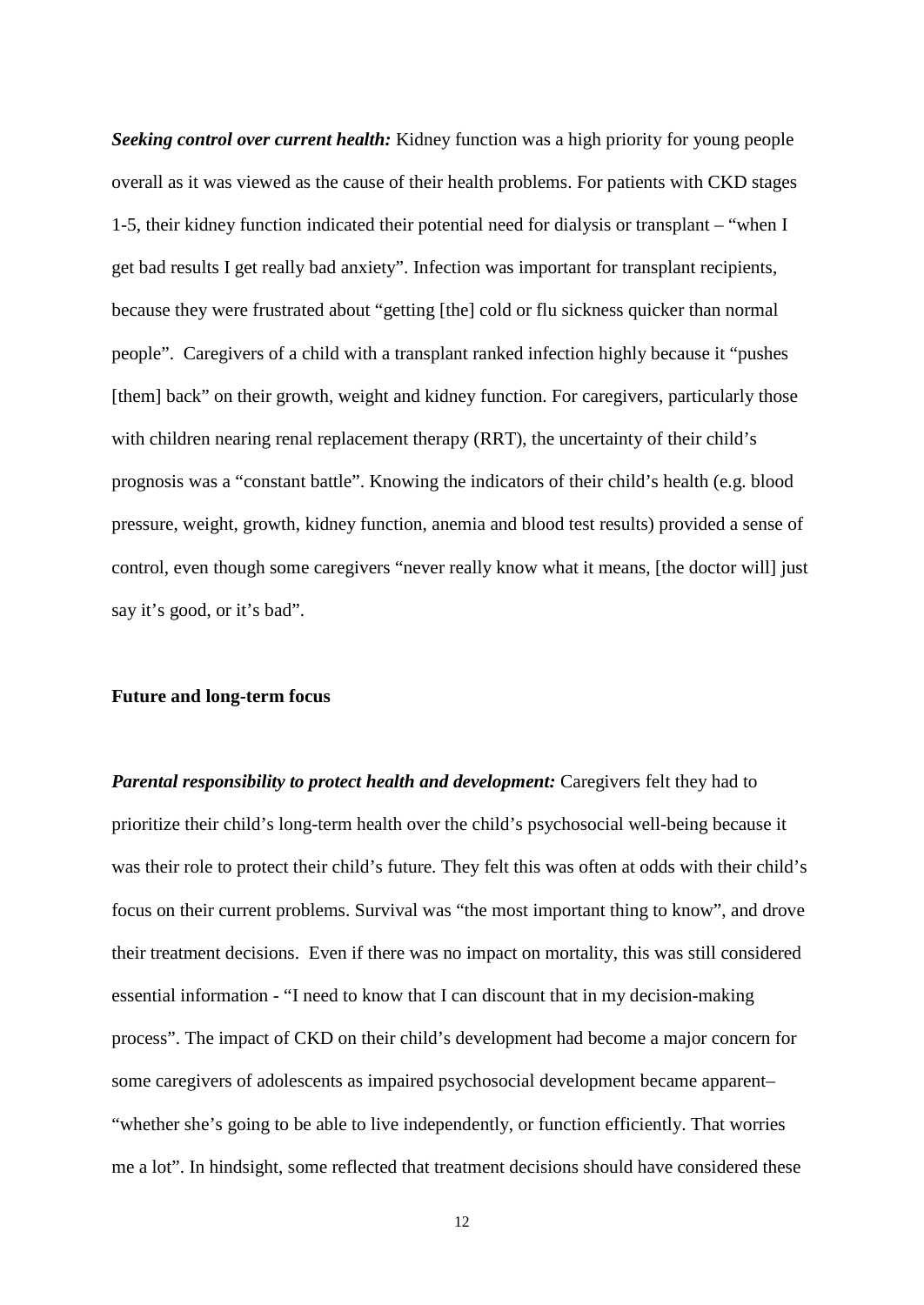***Seeking control over current health:*** Kidney function was a high priority for young people overall as it was viewed as the cause of their health problems. For patients with CKD stages 1-5, their kidney function indicated their potential need for dialysis or transplant – "when I get bad results I get really bad anxiety". Infection was important for transplant recipients, because they were frustrated about "getting [the] cold or flu sickness quicker than normal people". Caregivers of a child with a transplant ranked infection highly because it "pushes [them] back" on their growth, weight and kidney function. For caregivers, particularly those with children nearing renal replacement therapy (RRT), the uncertainty of their child's prognosis was a "constant battle". Knowing the indicators of their child's health (e.g. blood pressure, weight, growth, kidney function, anemia and blood test results) provided a sense of control, even though some caregivers "never really know what it means, [the doctor will] just say it's good, or it's bad".

**Future and long-term focus**

***Parental responsibility to protect health and development:*** Caregivers felt they had to prioritize their child's long-term health over the child's psychosocial well-being because it was their role to protect their child's future. They felt this was often at odds with their child's focus on their current problems. Survival was "the most important thing to know", and drove their treatment decisions. Even if there was no impact on mortality, this was still considered essential information - "I need to know that I can discount that in my decision-making process". The impact of CKD on their child's development had become a major concern for some caregivers of adolescents as impaired psychosocial development became apparent– "whether she's going to be able to live independently, or function efficiently. That worries me a lot". In hindsight, some reflected that treatment decisions should have considered these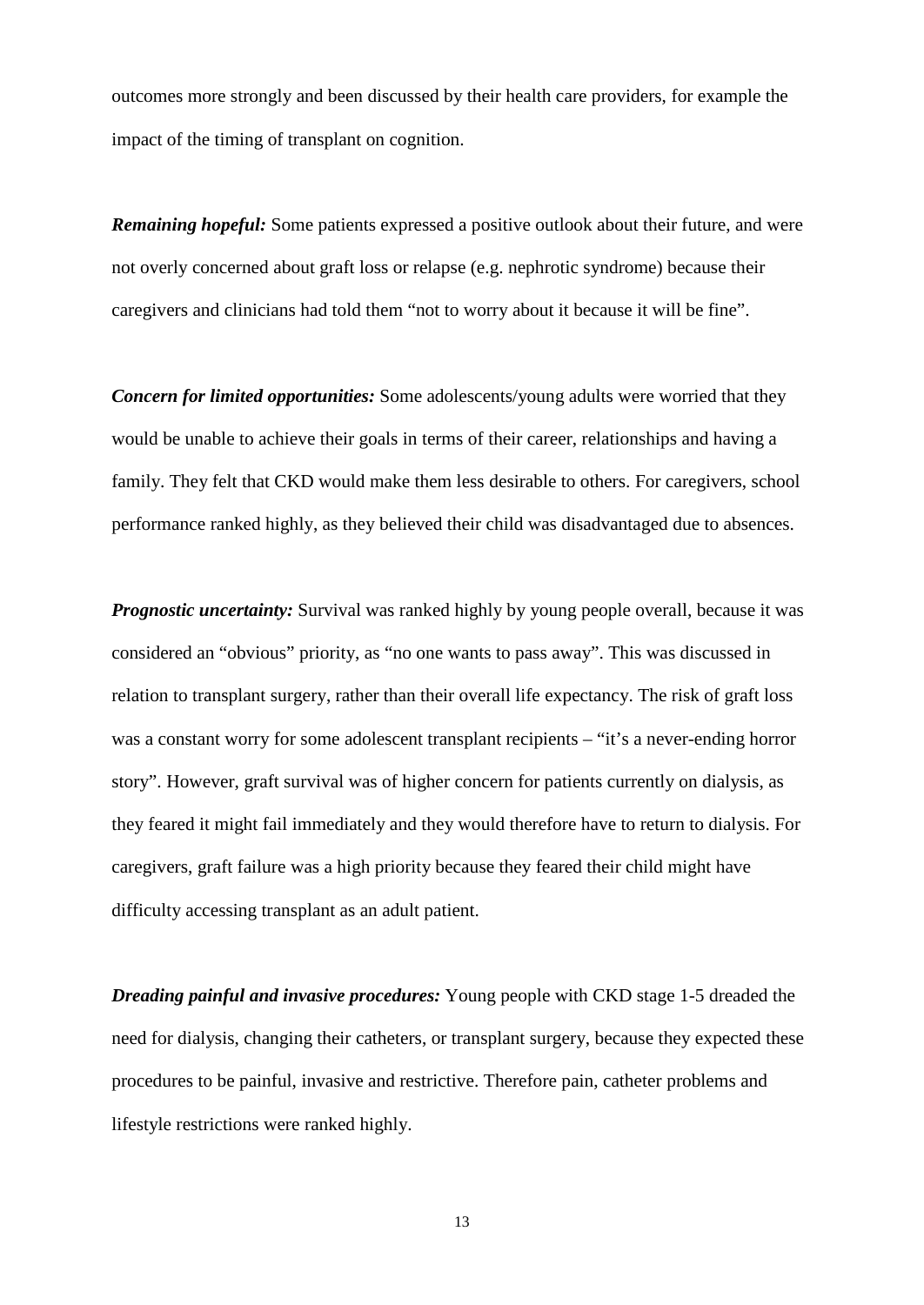outcomes more strongly and been discussed by their health care providers, for example the impact of the timing of transplant on cognition.

***Remaining hopeful:*** Some patients expressed a positive outlook about their future, and were not overly concerned about graft loss or relapse (e.g. nephrotic syndrome) because their caregivers and clinicians had told them "not to worry about it because it will be fine".

***Concern for limited opportunities:*** Some adolescents/young adults were worried that they would be unable to achieve their goals in terms of their career, relationships and having a family. They felt that CKD would make them less desirable to others. For caregivers, school performance ranked highly, as they believed their child was disadvantaged due to absences.

***Prognostic uncertainty:*** Survival was ranked highly by young people overall, because it was considered an "obvious" priority, as "no one wants to pass away". This was discussed in relation to transplant surgery, rather than their overall life expectancy. The risk of graft loss was a constant worry for some adolescent transplant recipients – "it's a never-ending horror story". However, graft survival was of higher concern for patients currently on dialysis, as they feared it might fail immediately and they would therefore have to return to dialysis. For caregivers, graft failure was a high priority because they feared their child might have difficulty accessing transplant as an adult patient.

***Dreading painful and invasive procedures:*** Young people with CKD stage 1-5 dreaded the need for dialysis, changing their catheters, or transplant surgery, because they expected these procedures to be painful, invasive and restrictive. Therefore pain, catheter problems and lifestyle restrictions were ranked highly.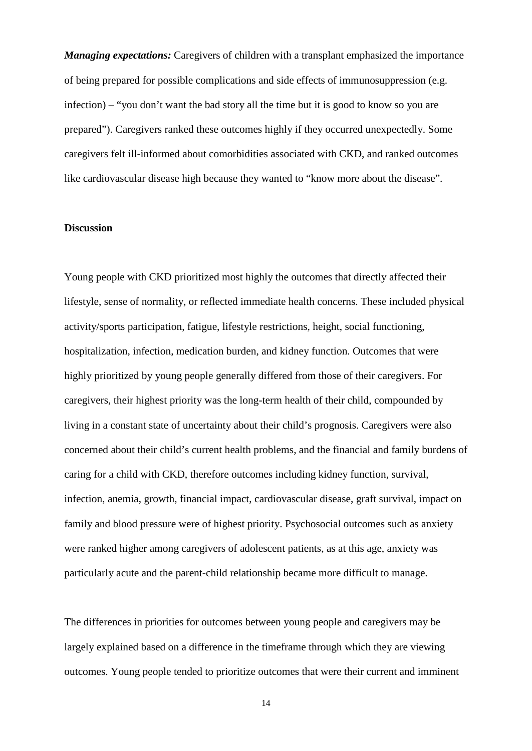***Managing expectations:*** Caregivers of children with a transplant emphasized the importance of being prepared for possible complications and side effects of immunosuppression (e.g. infection) – "you don't want the bad story all the time but it is good to know so you are prepared"). Caregivers ranked these outcomes highly if they occurred unexpectedly. Some caregivers felt ill-informed about comorbidities associated with CKD, and ranked outcomes like cardiovascular disease high because they wanted to "know more about the disease".

## Discussion

Young people with CKD prioritized most highly the outcomes that directly affected their lifestyle, sense of normality, or reflected immediate health concerns. These included physical activity/sports participation, fatigue, lifestyle restrictions, height, social functioning, hospitalization, infection, medication burden, and kidney function. Outcomes that were highly prioritized by young people generally differed from those of their caregivers. For caregivers, their highest priority was the long-term health of their child, compounded by living in a constant state of uncertainty about their child's prognosis. Caregivers were also concerned about their child's current health problems, and the financial and family burdens of caring for a child with CKD, therefore outcomes including kidney function, survival, infection, anemia, growth, financial impact, cardiovascular disease, graft survival, impact on family and blood pressure were of highest priority. Psychosocial outcomes such as anxiety were ranked higher among caregivers of adolescent patients, as at this age, anxiety was particularly acute and the parent-child relationship became more difficult to manage.

The differences in priorities for outcomes between young people and caregivers may be largely explained based on a difference in the timeframe through which they are viewing outcomes. Young people tended to prioritize outcomes that were their current and imminent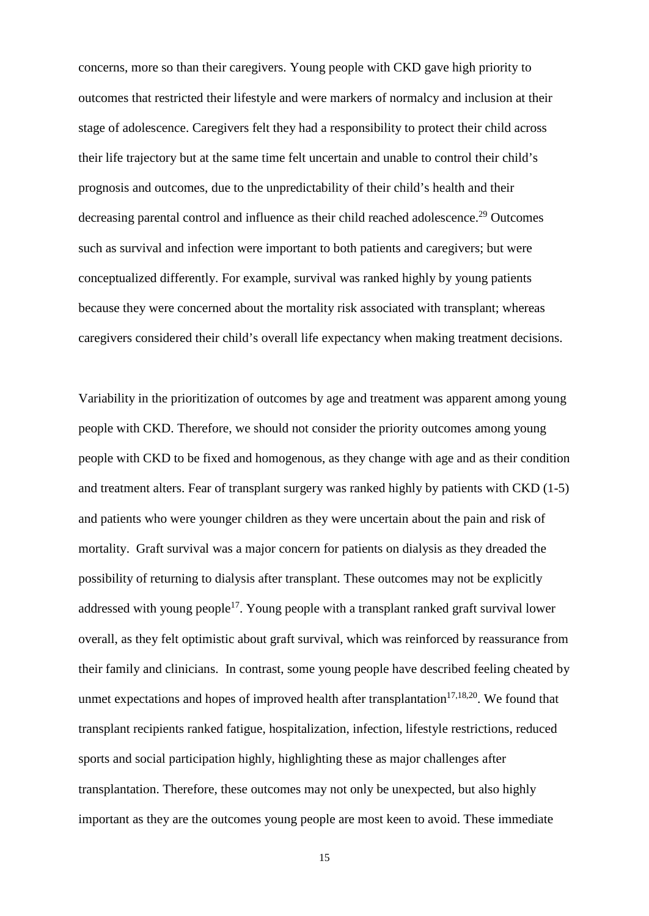concerns, more so than their caregivers. Young people with CKD gave high priority to outcomes that restricted their lifestyle and were markers of normalcy and inclusion at their stage of adolescence. Caregivers felt they had a responsibility to protect their child across their life trajectory but at the same time felt uncertain and unable to control their child's prognosis and outcomes, due to the unpredictability of their child's health and their decreasing parental control and influence as their child reached adolescence.[29] Outcomes such as survival and infection were important to both patients and caregivers; but were conceptualized differently. For example, survival was ranked highly by young patients because they were concerned about the mortality risk associated with transplant; whereas caregivers considered their child's overall life expectancy when making treatment decisions.

Variability in the prioritization of outcomes by age and treatment was apparent among young people with CKD. Therefore, we should not consider the priority outcomes among young people with CKD to be fixed and homogenous, as they change with age and as their condition and treatment alters. Fear of transplant surgery was ranked highly by patients with CKD (1-5) and patients who were younger children as they were uncertain about the pain and risk of mortality. Graft survival was a major concern for patients on dialysis as they dreaded the possibility of returning to dialysis after transplant. These outcomes may not be explicitly addressed with young people[17]. Young people with a transplant ranked graft survival lower overall, as they felt optimistic about graft survival, which was reinforced by reassurance from their family and clinicians. In contrast, some young people have described feeling cheated by unmet expectations and hopes of improved health after transplantation[17,18,20]. We found that transplant recipients ranked fatigue, hospitalization, infection, lifestyle restrictions, reduced sports and social participation highly, highlighting these as major challenges after transplantation. Therefore, these outcomes may not only be unexpected, but also highly important as they are the outcomes young people are most keen to avoid. These immediate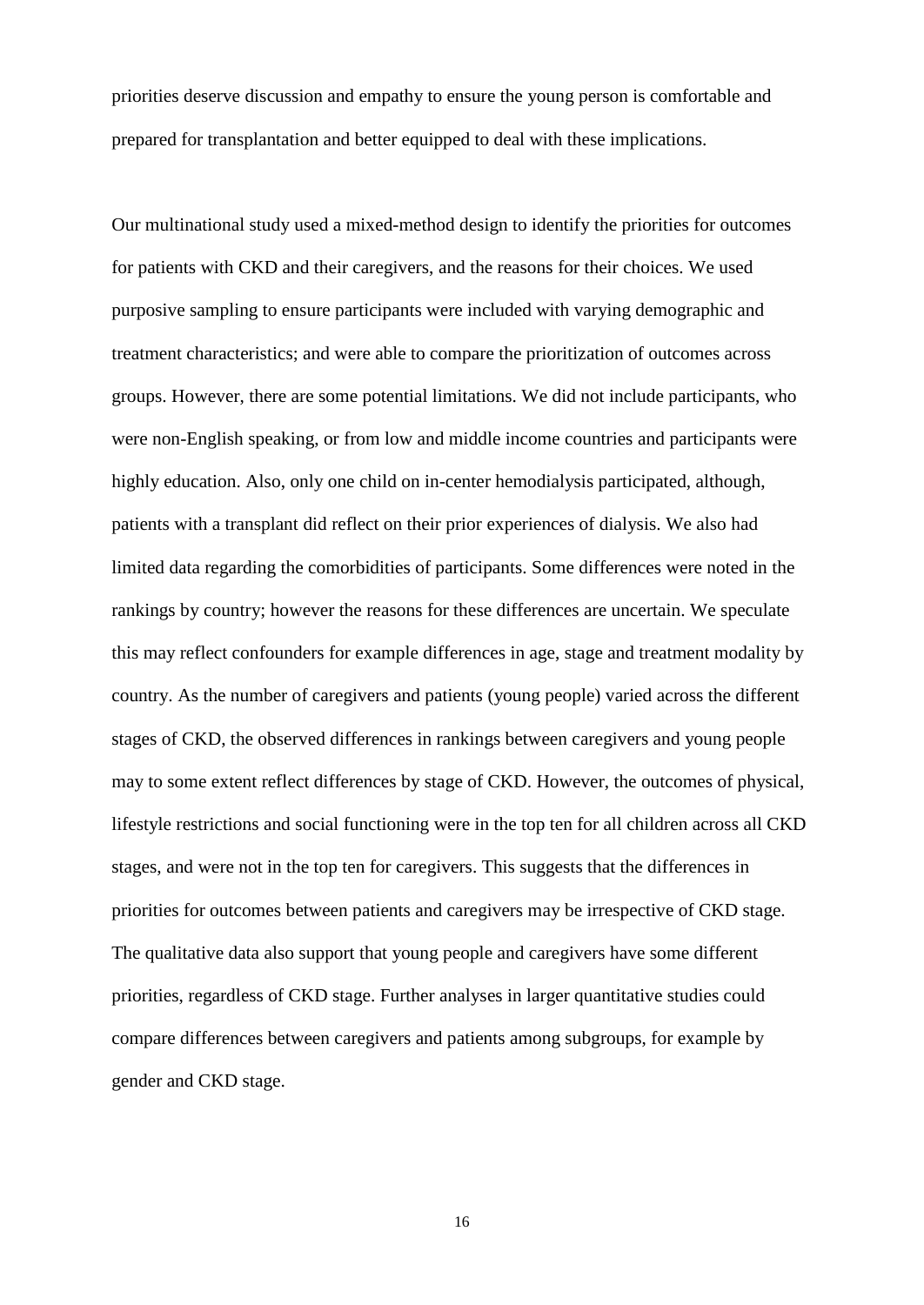priorities deserve discussion and empathy to ensure the young person is comfortable and prepared for transplantation and better equipped to deal with these implications.

Our multinational study used a mixed-method design to identify the priorities for outcomes for patients with CKD and their caregivers, and the reasons for their choices. We used purposive sampling to ensure participants were included with varying demographic and treatment characteristics; and were able to compare the prioritization of outcomes across groups. However, there are some potential limitations. We did not include participants, who were non-English speaking, or from low and middle income countries and participants were highly education. Also, only one child on in-center hemodialysis participated, although, patients with a transplant did reflect on their prior experiences of dialysis. We also had limited data regarding the comorbidities of participants. Some differences were noted in the rankings by country; however the reasons for these differences are uncertain. We speculate this may reflect confounders for example differences in age, stage and treatment modality by country. As the number of caregivers and patients (young people) varied across the different stages of CKD, the observed differences in rankings between caregivers and young people may to some extent reflect differences by stage of CKD. However, the outcomes of physical, lifestyle restrictions and social functioning were in the top ten for all children across all CKD stages, and were not in the top ten for caregivers. This suggests that the differences in priorities for outcomes between patients and caregivers may be irrespective of CKD stage. The qualitative data also support that young people and caregivers have some different priorities, regardless of CKD stage. Further analyses in larger quantitative studies could compare differences between caregivers and patients among subgroups, for example by gender and CKD stage.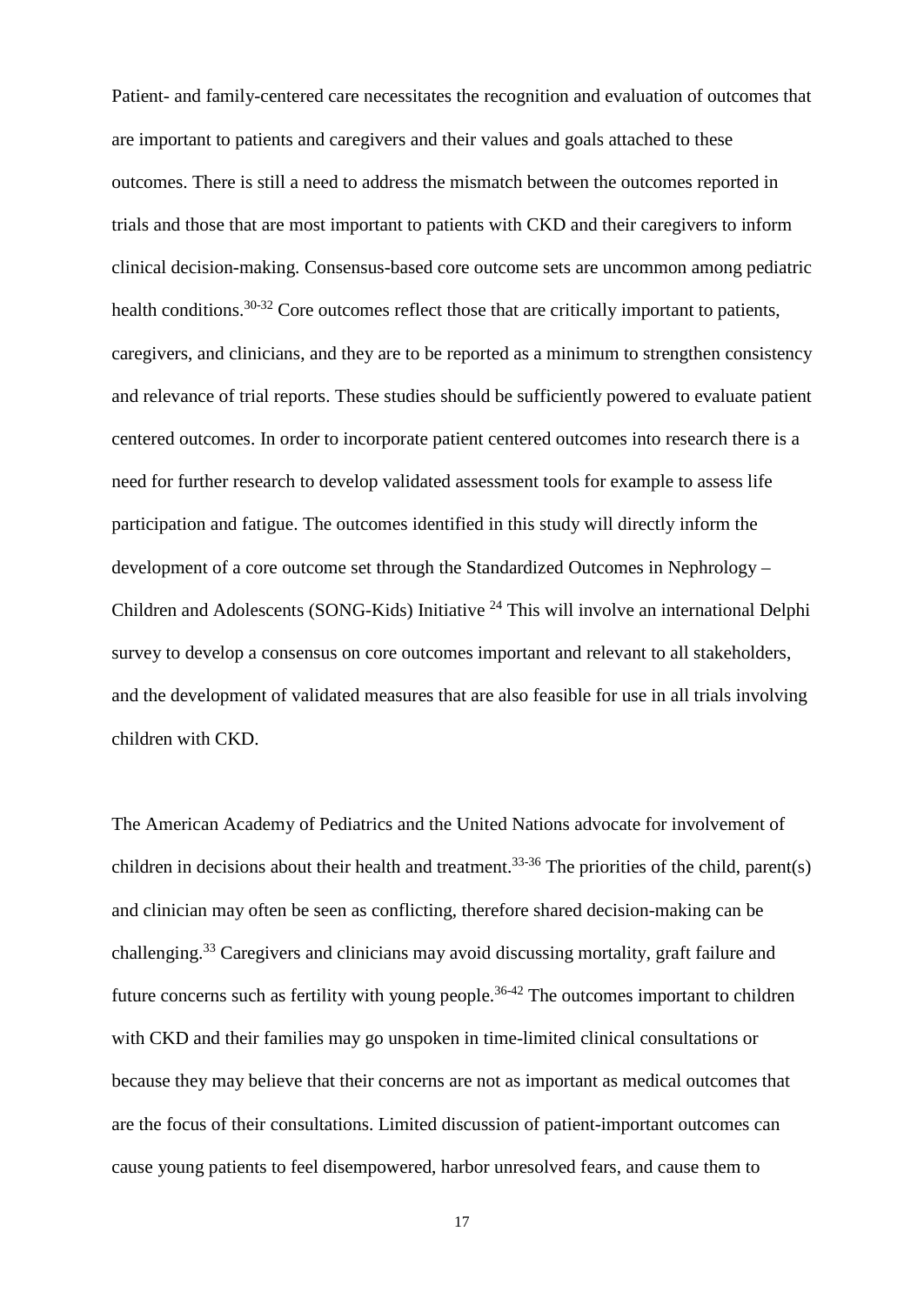Patient- and family-centered care necessitates the recognition and evaluation of outcomes that are important to patients and caregivers and their values and goals attached to these outcomes. There is still a need to address the mismatch between the outcomes reported in trials and those that are most important to patients with CKD and their caregivers to inform clinical decision-making. Consensus-based core outcome sets are uncommon among pediatric health conditions.[30-32] Core outcomes reflect those that are critically important to patients, caregivers, and clinicians, and they are to be reported as a minimum to strengthen consistency and relevance of trial reports. These studies should be sufficiently powered to evaluate patient centered outcomes. In order to incorporate patient centered outcomes into research there is a need for further research to develop validated assessment tools for example to assess life participation and fatigue. The outcomes identified in this study will directly inform the development of a core outcome set through the Standardized Outcomes in Nephrology – Children and Adolescents (SONG-Kids) Initiative [24] This will involve an international Delphi survey to develop a consensus on core outcomes important and relevant to all stakeholders, and the development of validated measures that are also feasible for use in all trials involving children with CKD.

The American Academy of Pediatrics and the United Nations advocate for involvement of children in decisions about their health and treatment.[33-36] The priorities of the child, parent(s) and clinician may often be seen as conflicting, therefore shared decision-making can be challenging.[33] Caregivers and clinicians may avoid discussing mortality, graft failure and future concerns such as fertility with young people.[36-42] The outcomes important to children with CKD and their families may go unspoken in time-limited clinical consultations or because they may believe that their concerns are not as important as medical outcomes that are the focus of their consultations. Limited discussion of patient-important outcomes can cause young patients to feel disempowered, harbor unresolved fears, and cause them to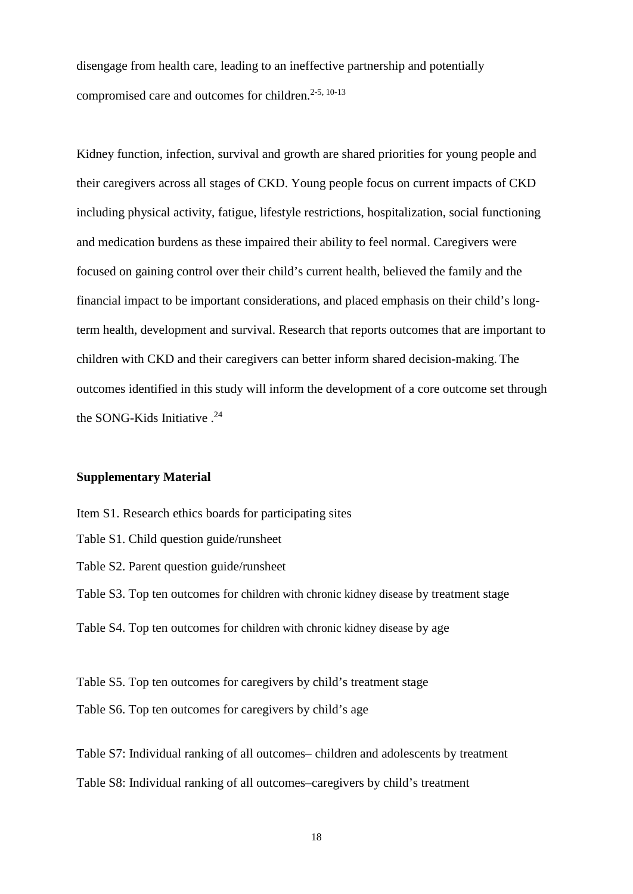disengage from health care, leading to an ineffective partnership and potentially compromised care and outcomes for children.[2-5, 10-13]

Kidney function, infection, survival and growth are shared priorities for young people and their caregivers across all stages of CKD. Young people focus on current impacts of CKD including physical activity, fatigue, lifestyle restrictions, hospitalization, social functioning and medication burdens as these impaired their ability to feel normal. Caregivers were focused on gaining control over their child's current health, believed the family and the financial impact to be important considerations, and placed emphasis on their child's long-term health, development and survival. Research that reports outcomes that are important to children with CKD and their caregivers can better inform shared decision-making. The outcomes identified in this study will inform the development of a core outcome set through the SONG-Kids Initiative .[24]

**Supplementary Material**

Item S1. Research ethics boards for participating sites

Table S1. Child question guide/runsheet

Table S2. Parent question guide/runsheet

Table S3. Top ten outcomes for children with chronic kidney disease by treatment stage

Table S4. Top ten outcomes for children with chronic kidney disease by age

Table S5. Top ten outcomes for caregivers by child's treatment stage

Table S6. Top ten outcomes for caregivers by child's age

Table S7: Individual ranking of all outcomes– children and adolescents by treatment

Table S8: Individual ranking of all outcomes–caregivers by child's treatment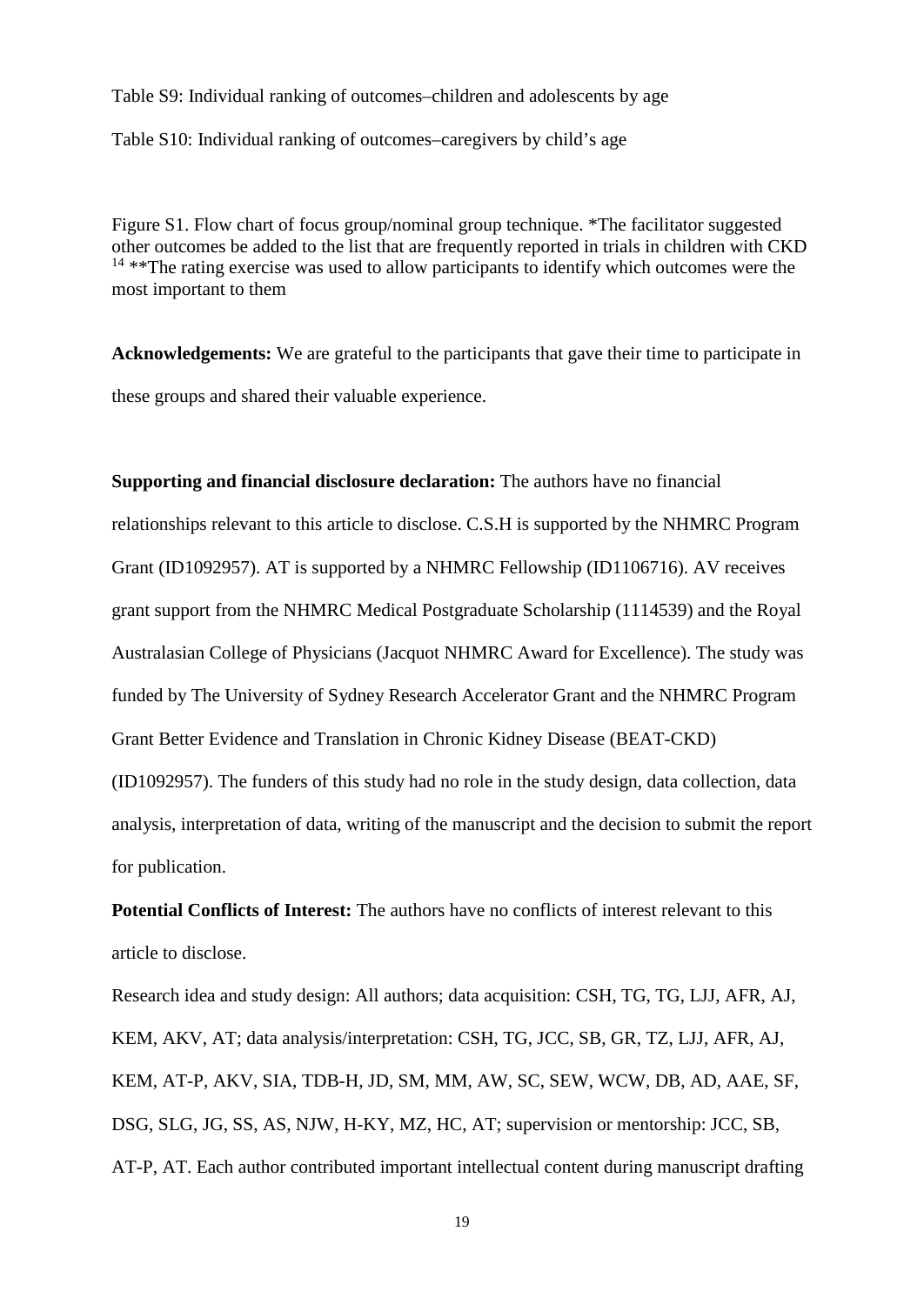Table S9: Individual ranking of outcomes–children and adolescents by age

Table S10: Individual ranking of outcomes–caregivers by child's age

Figure S1. Flow chart of focus group/nominal group technique. *The facilitator suggested other outcomes be added to the list that are frequently reported in trials in children with CKD [14] **The rating exercise was used to allow participants to identify which outcomes were the most important to them

**Acknowledgements:** We are grateful to the participants that gave their time to participate in these groups and shared their valuable experience.

**Supporting and financial disclosure declaration:** The authors have no financial relationships relevant to this article to disclose. C.S.H is supported by the NHMRC Program Grant (ID1092957). AT is supported by a NHMRC Fellowship (ID1106716). AV receives grant support from the NHMRC Medical Postgraduate Scholarship (1114539) and the Royal Australasian College of Physicians (Jacquot NHMRC Award for Excellence). The study was funded by The University of Sydney Research Accelerator Grant and the NHMRC Program Grant Better Evidence and Translation in Chronic Kidney Disease (BEAT-CKD) (ID1092957). The funders of this study had no role in the study design, data collection, data analysis, interpretation of data, writing of the manuscript and the decision to submit the report for publication.

**Potential Conflicts of Interest:** The authors have no conflicts of interest relevant to this article to disclose.

Research idea and study design: All authors; data acquisition: CSH, TG, TG, LJJ, AFR, AJ, KEM, AKV, AT; data analysis/interpretation: CSH, TG, JCC, SB, GR, TZ, LJJ, AFR, AJ, KEM, AT-P, AKV, SIA, TDB-H, JD, SM, MM, AW, SC, SEW, WCW, DB, AD, AAE, SF, DSG, SLG, JG, SS, AS, NJW, H-KY, MZ, HC, AT; supervision or mentorship: JCC, SB, AT-P, AT. Each author contributed important intellectual content during manuscript drafting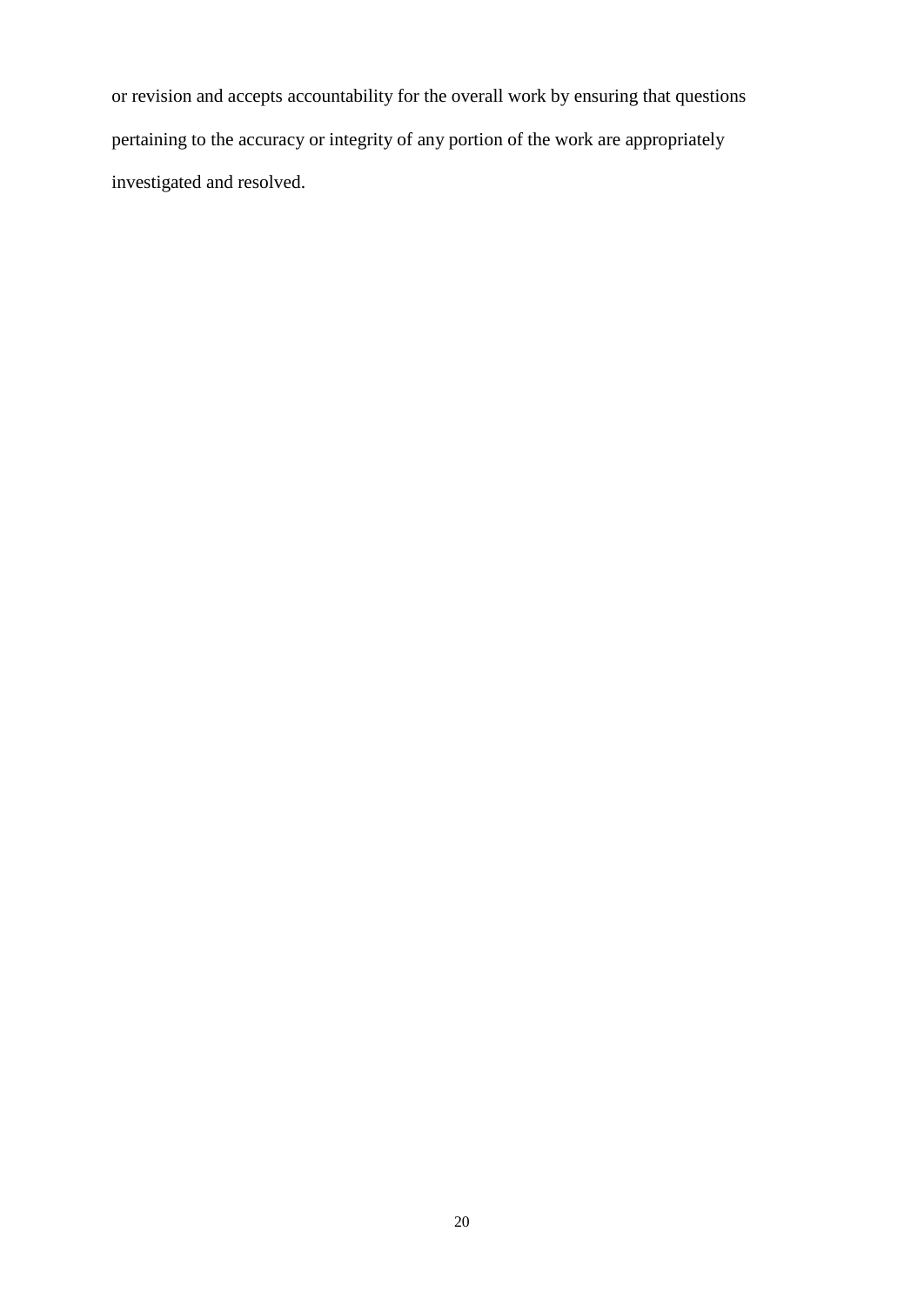or revision and accepts accountability for the overall work by ensuring that questions pertaining to the accuracy or integrity of any portion of the work are appropriately investigated and resolved.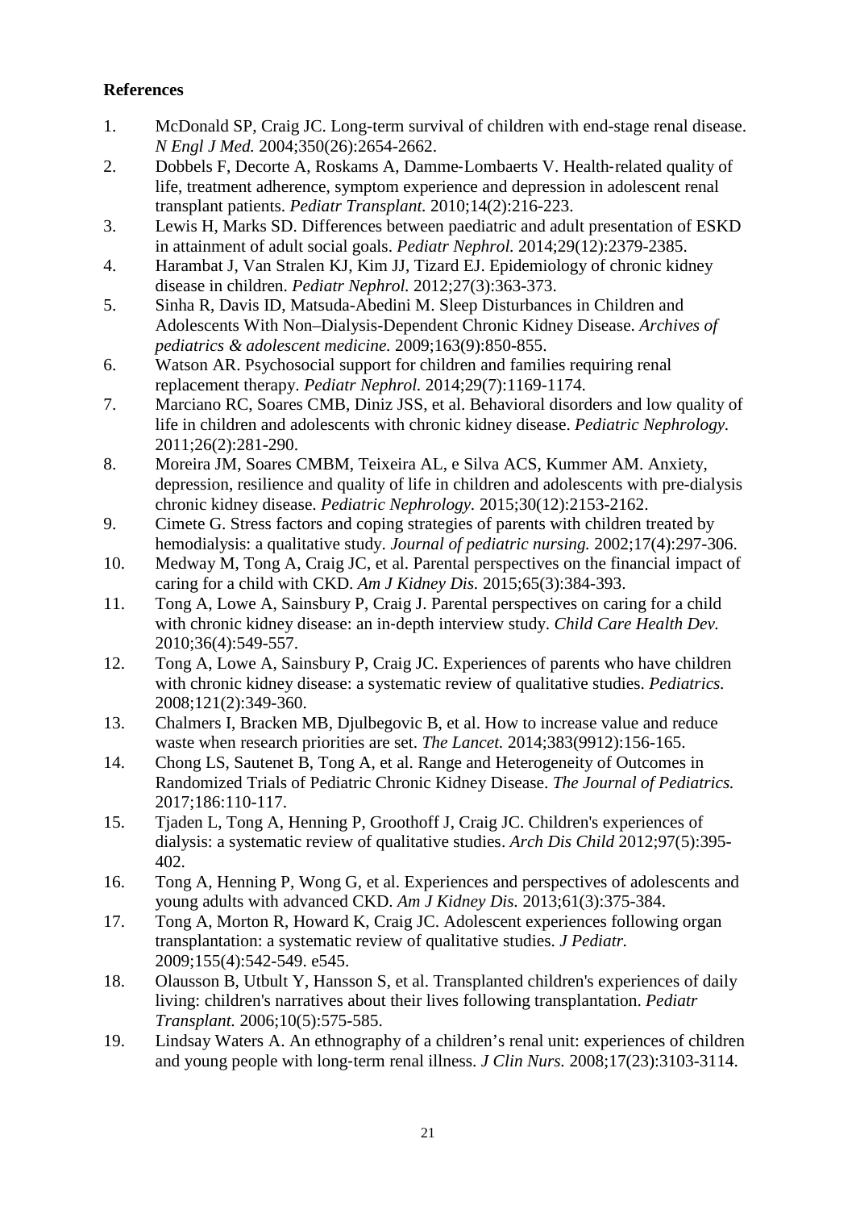## References

1. McDonald SP, Craig JC. Long-term survival of children with end-stage renal disease. *N Engl J Med.* 2004;350(26):2654-2662.
2. Dobbels F, Decorte A, Roskams A, Damme-Lombaerts V. Health‐related quality of life, treatment adherence, symptom experience and depression in adolescent renal transplant patients. *Pediatr Transplant.* 2010;14(2):216-223.
3. Lewis H, Marks SD. Differences between paediatric and adult presentation of ESKD in attainment of adult social goals. *Pediatr Nephrol.* 2014;29(12):2379-2385.
4. Harambat J, Van Stralen KJ, Kim JJ, Tizard EJ. Epidemiology of chronic kidney disease in children. *Pediatr Nephrol.* 2012;27(3):363-373.
5. Sinha R, Davis ID, Matsuda-Abedini M. Sleep Disturbances in Children and Adolescents With Non–Dialysis-Dependent Chronic Kidney Disease. *Archives of pediatrics & adolescent medicine.* 2009;163(9):850-855.
6. Watson AR. Psychosocial support for children and families requiring renal replacement therapy. *Pediatr Nephrol.* 2014;29(7):1169-1174.
7. Marciano RC, Soares CMB, Diniz JSS, et al. Behavioral disorders and low quality of life in children and adolescents with chronic kidney disease. *Pediatric Nephrology.* 2011;26(2):281-290.
8. Moreira JM, Soares CMBM, Teixeira AL, e Silva ACS, Kummer AM. Anxiety, depression, resilience and quality of life in children and adolescents with pre-dialysis chronic kidney disease. *Pediatric Nephrology.* 2015;30(12):2153-2162.
9. Cimete G. Stress factors and coping strategies of parents with children treated by hemodialysis: a qualitative study. *Journal of pediatric nursing.* 2002;17(4):297-306.
10. Medway M, Tong A, Craig JC, et al. Parental perspectives on the financial impact of caring for a child with CKD. *Am J Kidney Dis.* 2015;65(3):384-393.
11. Tong A, Lowe A, Sainsbury P, Craig J. Parental perspectives on caring for a child with chronic kidney disease: an in‐depth interview study. *Child Care Health Dev.* 2010;36(4):549-557.
12. Tong A, Lowe A, Sainsbury P, Craig JC. Experiences of parents who have children with chronic kidney disease: a systematic review of qualitative studies. *Pediatrics.* 2008;121(2):349-360.
13. Chalmers I, Bracken MB, Djulbegovic B, et al. How to increase value and reduce waste when research priorities are set. *The Lancet.* 2014;383(9912):156-165.
14. Chong LS, Sautenet B, Tong A, et al. Range and Heterogeneity of Outcomes in Randomized Trials of Pediatric Chronic Kidney Disease. *The Journal of Pediatrics.* 2017;186:110-117.
15. Tjaden L, Tong A, Henning P, Groothoff J, Craig JC. Children's experiences of dialysis: a systematic review of qualitative studies. *Arch Dis Child* 2012;97(5):395-402.
16. Tong A, Henning P, Wong G, et al. Experiences and perspectives of adolescents and young adults with advanced CKD. *Am J Kidney Dis.* 2013;61(3):375-384.
17. Tong A, Morton R, Howard K, Craig JC. Adolescent experiences following organ transplantation: a systematic review of qualitative studies. *J Pediatr.* 2009;155(4):542-549. e545.
18. Olausson B, Utbult Y, Hansson S, et al. Transplanted children's experiences of daily living: children's narratives about their lives following transplantation. *Pediatr Transplant.* 2006;10(5):575-585.
19. Lindsay Waters A. An ethnography of a children's renal unit: experiences of children and young people with long‐term renal illness. *J Clin Nurs.* 2008;17(23):3103-3114.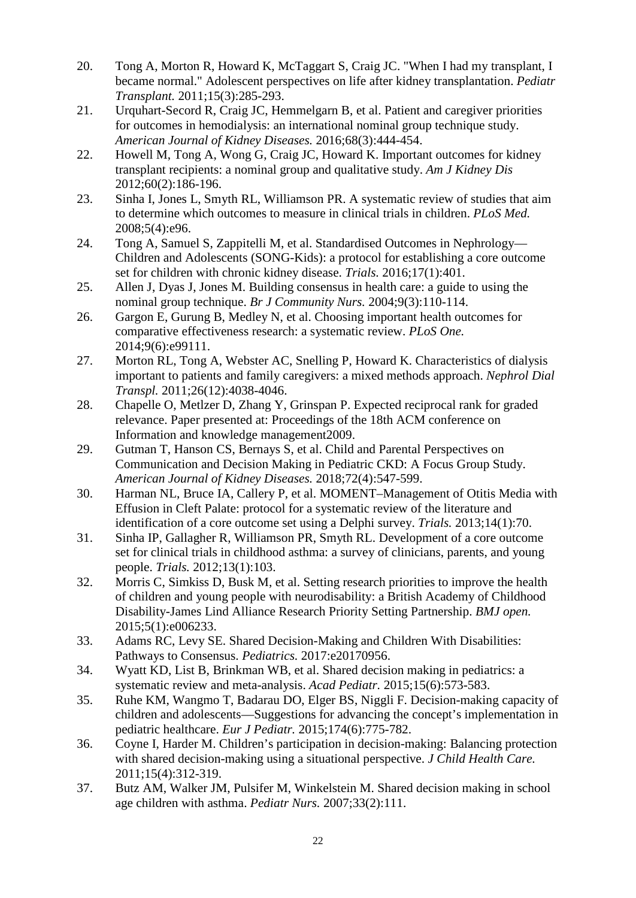20. Tong A, Morton R, Howard K, McTaggart S, Craig JC. "When I had my transplant, I became normal." Adolescent perspectives on life after kidney transplantation. *Pediatr Transplant.* 2011;15(3):285-293.
21. Urquhart-Secord R, Craig JC, Hemmelgarn B, et al. Patient and caregiver priorities for outcomes in hemodialysis: an international nominal group technique study. *American Journal of Kidney Diseases.* 2016;68(3):444-454.
22. Howell M, Tong A, Wong G, Craig JC, Howard K. Important outcomes for kidney transplant recipients: a nominal group and qualitative study. *Am J Kidney Dis* 2012;60(2):186-196.
23. Sinha I, Jones L, Smyth RL, Williamson PR. A systematic review of studies that aim to determine which outcomes to measure in clinical trials in children. *PLoS Med.* 2008;5(4):e96.
24. Tong A, Samuel S, Zappitelli M, et al. Standardised Outcomes in Nephrology—Children and Adolescents (SONG-Kids): a protocol for establishing a core outcome set for children with chronic kidney disease. *Trials.* 2016;17(1):401.
25. Allen J, Dyas J, Jones M. Building consensus in health care: a guide to using the nominal group technique. *Br J Community Nurs.* 2004;9(3):110-114.
26. Gargon E, Gurung B, Medley N, et al. Choosing important health outcomes for comparative effectiveness research: a systematic review. *PLoS One.* 2014;9(6):e99111.
27. Morton RL, Tong A, Webster AC, Snelling P, Howard K. Characteristics of dialysis important to patients and family caregivers: a mixed methods approach. *Nephrol Dial Transpl.* 2011;26(12):4038-4046.
28. Chapelle O, Metlzer D, Zhang Y, Grinspan P. Expected reciprocal rank for graded relevance. Paper presented at: Proceedings of the 18th ACM conference on Information and knowledge management2009.
29. Gutman T, Hanson CS, Bernays S, et al. Child and Parental Perspectives on Communication and Decision Making in Pediatric CKD: A Focus Group Study. *American Journal of Kidney Diseases.* 2018;72(4):547-599.
30. Harman NL, Bruce IA, Callery P, et al. MOMENT–Management of Otitis Media with Effusion in Cleft Palate: protocol for a systematic review of the literature and identification of a core outcome set using a Delphi survey. *Trials.* 2013;14(1):70.
31. Sinha IP, Gallagher R, Williamson PR, Smyth RL. Development of a core outcome set for clinical trials in childhood asthma: a survey of clinicians, parents, and young people. *Trials.* 2012;13(1):103.
32. Morris C, Simkiss D, Busk M, et al. Setting research priorities to improve the health of children and young people with neurodisability: a British Academy of Childhood Disability-James Lind Alliance Research Priority Setting Partnership. *BMJ open.* 2015;5(1):e006233.
33. Adams RC, Levy SE. Shared Decision-Making and Children With Disabilities: Pathways to Consensus. *Pediatrics.* 2017:e20170956.
34. Wyatt KD, List B, Brinkman WB, et al. Shared decision making in pediatrics: a systematic review and meta-analysis. *Acad Pediatr.* 2015;15(6):573-583.
35. Ruhe KM, Wangmo T, Badarau DO, Elger BS, Niggli F. Decision-making capacity of children and adolescents—Suggestions for advancing the concept's implementation in pediatric healthcare. *Eur J Pediatr.* 2015;174(6):775-782.
36. Coyne I, Harder M. Children's participation in decision-making: Balancing protection with shared decision-making using a situational perspective. *J Child Health Care.* 2011;15(4):312-319.
37. Butz AM, Walker JM, Pulsifer M, Winkelstein M. Shared decision making in school age children with asthma. *Pediatr Nurs.* 2007;33(2):111.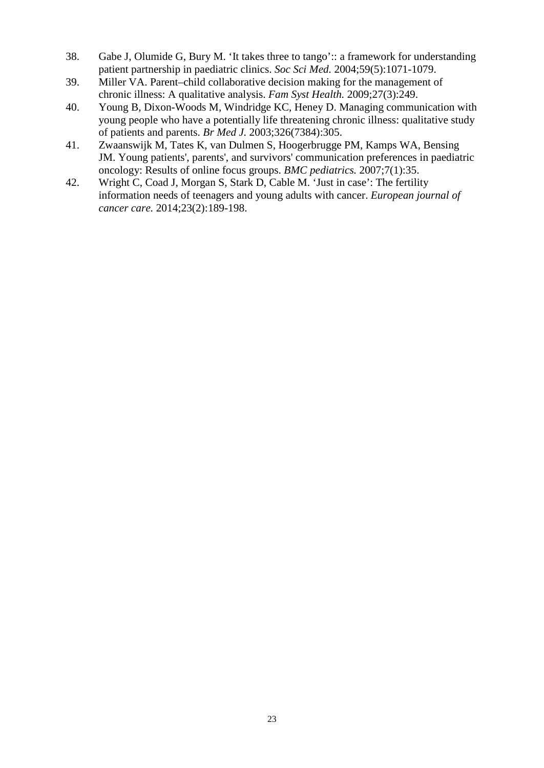38. Gabe J, Olumide G, Bury M. 'It takes three to tango':: a framework for understanding patient partnership in paediatric clinics. *Soc Sci Med.* 2004;59(5):1071-1079.
39. Miller VA. Parent–child collaborative decision making for the management of chronic illness: A qualitative analysis. *Fam Syst Health.* 2009;27(3):249.
40. Young B, Dixon-Woods M, Windridge KC, Heney D. Managing communication with young people who have a potentially life threatening chronic illness: qualitative study of patients and parents. *Br Med J.* 2003;326(7384):305.
41. Zwaanswijk M, Tates K, van Dulmen S, Hoogerbrugge PM, Kamps WA, Bensing JM. Young patients', parents', and survivors' communication preferences in paediatric oncology: Results of online focus groups. *BMC pediatrics.* 2007;7(1):35.
42. Wright C, Coad J, Morgan S, Stark D, Cable M. 'Just in case': The fertility information needs of teenagers and young adults with cancer. *European journal of cancer care.* 2014;23(2):189-198.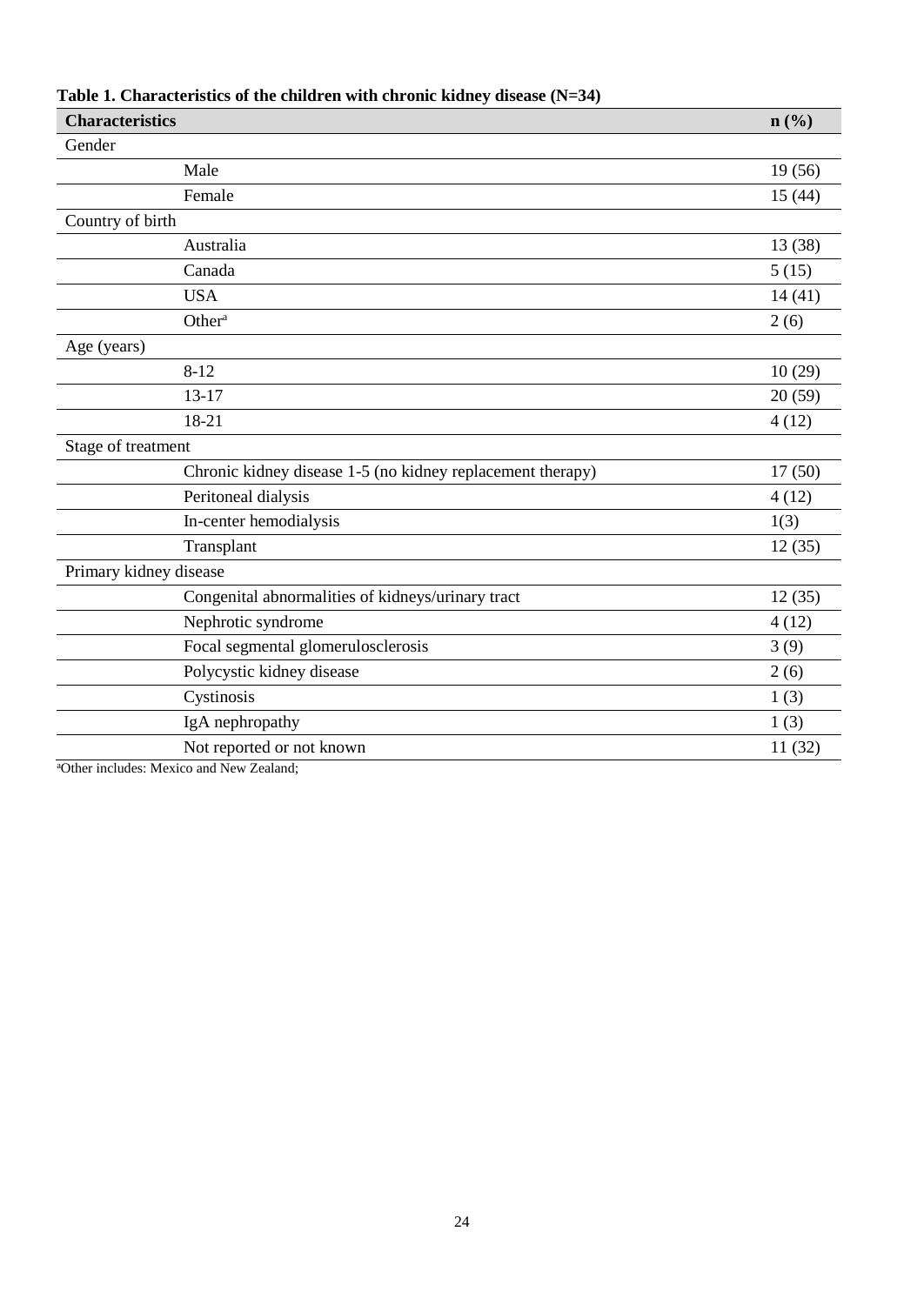**Table 1. Characteristics of the children with chronic kidney disease (N=34)**

| **Characteristics** | | **n (%)** |
|---|---|---|
| Gender | | |
| | Male | 19 (56) |
| | Female | 15 (44) |
| Country of birth | | |
| | Australia | 13 (38) |
| | Canada | 5 (15) |
| | USA | 14 (41) |
| | Other[a] | 2 (6) |
| Age (years) | | |
| | 8-12 | 10 (29) |
| | 13-17 | 20 (59) |
| | 18-21 | 4 (12) |
| Stage of treatment | | |
| | Chronic kidney disease 1-5 (no kidney replacement therapy) | 17 (50) |
| | Peritoneal dialysis | 4 (12) |
| | In-center hemodialysis | 1(3) |
| | Transplant | 12 (35) |
| Primary kidney disease | | |
| | Congenital abnormalities of kidneys/urinary tract | 12 (35) |
| | Nephrotic syndrome | 4 (12) |
| | Focal segmental glomerulosclerosis | 3 (9) |
| | Polycystic kidney disease | 2 (6) |
| | Cystinosis | 1 (3) |
| | IgA nephropathy | 1 (3) |
| | Not reported or not known | 11 (32) |

[a]Other includes: Mexico and New Zealand;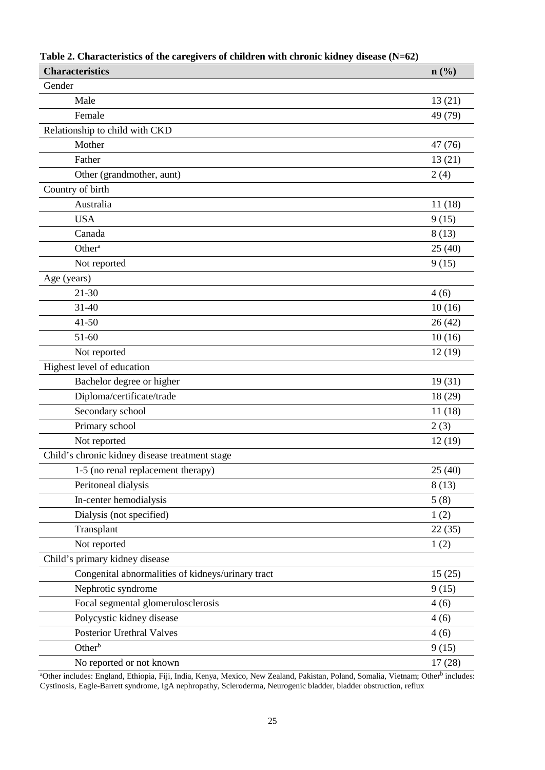**Table 2. Characteristics of the caregivers of children with chronic kidney disease (N=62)**

| Characteristics | n (%) |
|---|---|
| Gender | |
| Male | 13 (21) |
| Female | 49 (79) |
| Relationship to child with CKD | |
| Mother | 47 (76) |
| Father | 13 (21) |
| Other (grandmother, aunt) | 2 (4) |
| Country of birth | |
| Australia | 11 (18) |
| USA | 9 (15) |
| Canada | 8 (13) |
| Other[a] | 25 (40) |
| Not reported | 9 (15) |
| Age (years) | |
| 21-30 | 4 (6) |
| 31-40 | 10 (16) |
| 41-50 | 26 (42) |
| 51-60 | 10 (16) |
| Not reported | 12 (19) |
| Highest level of education | |
| Bachelor degree or higher | 19 (31) |
| Diploma/certificate/trade | 18 (29) |
| Secondary school | 11 (18) |
| Primary school | 2 (3) |
| Not reported | 12 (19) |
| Child's chronic kidney disease treatment stage | |
| 1-5 (no renal replacement therapy) | 25 (40) |
| Peritoneal dialysis | 8 (13) |
| In-center hemodialysis | 5 (8) |
| Dialysis (not specified) | 1 (2) |
| Transplant | 22 (35) |
| Not reported | 1 (2) |
| Child's primary kidney disease | |
| Congenital abnormalities of kidneys/urinary tract | 15 (25) |
| Nephrotic syndrome | 9 (15) |
| Focal segmental glomerulosclerosis | 4 (6) |
| Polycystic kidney disease | 4 (6) |
| Posterior Urethral Valves | 4 (6) |
| Other[b] | 9 (15) |
| No reported or not known | 17 (28) |

[a]Other includes: England, Ethiopia, Fiji, India, Kenya, Mexico, New Zealand, Pakistan, Poland, Somalia, Vietnam; Other[b] includes: Cystinosis, Eagle-Barrett syndrome, IgA nephropathy, Scleroderma, Neurogenic bladder, bladder obstruction, reflux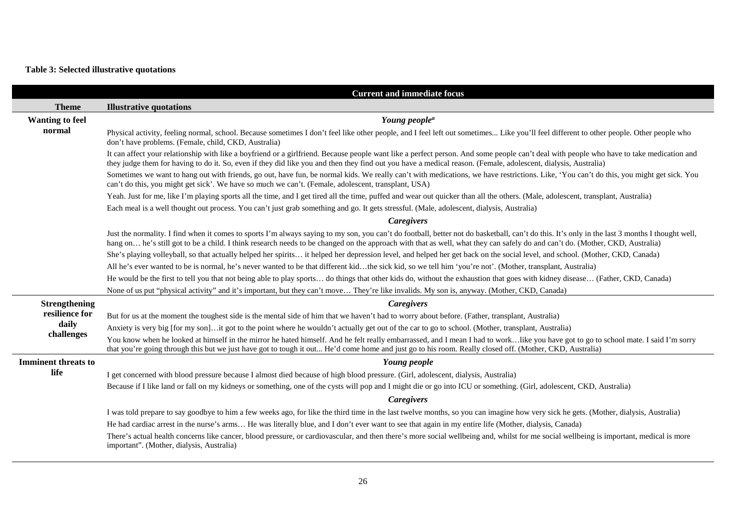**Table 3: Selected illustrative quotations**

| Current and immediate focus | |
|---|---|
| **Theme** | **Illustrative quotations** |
| **Wanting to feel normal** | ***Young people[a]*** |
| | Physical activity, feeling normal, school. Because sometimes I don't feel like other people, and I feel left out sometimes... Like you'll feel different to other people. Other people who don't have problems. (Female, child, CKD, Australia) |
| | It can affect your relationship with like a boyfriend or a girlfriend. Because people want like a perfect person. And some people can't deal with people who have to take medication and they judge them for having to do it. So, even if they did like you and then they find out you have a medical reason. (Female, adolescent, dialysis, Australia) |
| | Sometimes we want to hang out with friends, go out, have fun, be normal kids. We really can't with medications, we have restrictions. Like, 'You can't do this, you might get sick. You can't do this, you might get sick'. We have so much we can't. (Female, adolescent, transplant, USA) |
| | Yeah. Just for me, like I'm playing sports all the time, and I get tired all the time, puffed and wear out quicker than all the others. (Male, adolescent, transplant, Australia) |
| | Each meal is a well thought out process. You can't just grab something and go. It gets stressful. (Male, adolescent, dialysis, Australia) |
| | ***Caregivers*** |
| | Just the normality. I find when it comes to sports I'm always saying to my son, you can't do football, better not do basketball, can't do this. It's only in the last 3 months I thought well, hang on… he's still got to be a child. I think research needs to be changed on the approach with that as well, what they can safely do and can't do. (Mother, CKD, Australia) |
| | She's playing volleyball, so that actually helped her spirits… it helped her depression level, and helped her get back on the social level, and school. (Mother, CKD, Canada) |
| | All he's ever wanted to be is normal, he's never wanted to be that different kid…the sick kid, so we tell him 'you're not'. (Mother, transplant, Australia) |
| | He would be the first to tell you that not being able to play sports… do things that other kids do, without the exhaustion that goes with kidney disease… (Father, CKD, Canada) |
| | None of us put "physical activity" and it's important, but they can't move… They're like invalids. My son is, anyway. (Mother, CKD, Canada) |
| **Strengthening resilience for daily challenges** | ***Caregivers*** |
| | But for us at the moment the toughest side is the mental side of him that we haven't had to worry about before. (Father, transplant, Australia) |
| | Anxiety is very big [for my son]…it got to the point where he wouldn't actually get out of the car to go to school. (Mother, transplant, Australia) |
| | You know when he looked at himself in the mirror he hated himself. And he felt really embarrassed, and I mean I had to work…like you have got to go to school mate. I said I'm sorry that you're going through this but we just have got to tough it out... He'd come home and just go to his room. Really closed off. (Mother, CKD, Australia) |
| **Imminent threats to life** | ***Young people*** |
| | I get concerned with blood pressure because I almost died because of high blood pressure. (Girl, adolescent, dialysis, Australia) |
| | Because if I like land or fall on my kidneys or something, one of the cysts will pop and I might die or go into ICU or something. (Girl, adolescent, CKD, Australia) |
| | ***Caregivers*** |
| | I was told prepare to say goodbye to him a few weeks ago, for like the third time in the last twelve months, so you can imagine how very sick he gets. (Mother, dialysis, Australia) |
| | He had cardiac arrest in the nurse's arms… He was literally blue, and I don't ever want to see that again in my entire life (Mother, dialysis, Canada) |
| | There's actual health concerns like cancer, blood pressure, or cardiovascular, and then there's more social wellbeing and, whilst for me social wellbeing is important, medical is more important". (Mother, dialysis, Australia) |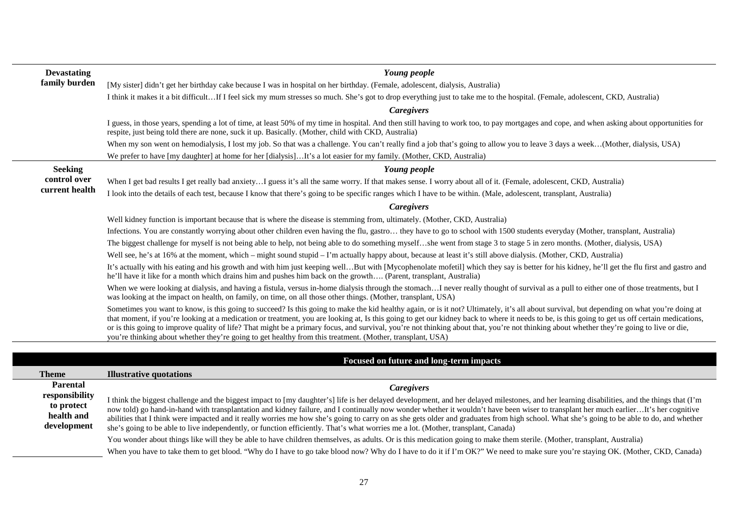| Theme | Illustrative quotations |
|---|---|
| **Devastating family burden** | ***Young people*** |
| | [My sister] didn't get her birthday cake because I was in hospital on her birthday. (Female, adolescent, dialysis, Australia) |
| | I think it makes it a bit difficult…If I feel sick my mum stresses so much. She's got to drop everything just to take me to the hospital. (Female, adolescent, CKD, Australia) |
| | ***Caregivers*** |
| | I guess, in those years, spending a lot of time, at least 50% of my time in hospital. And then still having to work too, to pay mortgages and cope, and when asking about opportunities for respite, just being told there are none, suck it up. Basically. (Mother, child with CKD, Australia) |
| | When my son went on hemodialysis, I lost my job. So that was a challenge. You can't really find a job that's going to allow you to leave 3 days a week…(Mother, dialysis, USA) |
| | We prefer to have [my daughter] at home for her [dialysis]…It's a lot easier for my family. (Mother, CKD, Australia) |
| **Seeking control over current health** | ***Young people*** |
| | When I get bad results I get really bad anxiety…I guess it's all the same worry. If that makes sense. I worry about all of it. (Female, adolescent, CKD, Australia) |
| | I look into the details of each test, because I know that there's going to be specific ranges which I have to be within. (Male, adolescent, transplant, Australia) |
| | ***Caregivers*** |
| | Well kidney function is important because that is where the disease is stemming from, ultimately. (Mother, CKD, Australia) |
| | Infections. You are constantly worrying about other children even having the flu, gastro… they have to go to school with 1500 students everyday (Mother, transplant, Australia) |
| | The biggest challenge for myself is not being able to help, not being able to do something myself…she went from stage 3 to stage 5 in zero months. (Mother, dialysis, USA) |
| | Well see, he's at 16% at the moment, which – might sound stupid – I'm actually happy about, because at least it's still above dialysis. (Mother, CKD, Australia) |
| | It's actually with his eating and his growth and with him just keeping well…But with [Mycophenolate mofetil] which they say is better for his kidney, he'll get the flu first and gastro and he'll have it like for a month which drains him and pushes him back on the growth…. (Parent, transplant, Australia) |
| | When we were looking at dialysis, and having a fistula, versus in-home dialysis through the stomach…I never really thought of survival as a pull to either one of those treatments, but I was looking at the impact on health, on family, on time, on all those other things. (Mother, transplant, USA) |
| | Sometimes you want to know, is this going to succeed? Is this going to make the kid healthy again, or is it not? Ultimately, it's all about survival, but depending on what you're doing at that moment, if you're looking at a medication or treatment, you are looking at, Is this going to get our kidney back to where it needs to be, is this going to get us off certain medications, or is this going to improve quality of life? That might be a primary focus, and survival, you're not thinking about that, you're not thinking about whether they're going to live or die, you're thinking about whether they're going to get healthy from this treatment. (Mother, transplant, USA) |

**Focused on future and long-term impacts**

| Theme | Illustrative quotations |
|---|---|
| **Parental responsibility to protect health and development** | ***Caregivers*** |
| | I think the biggest challenge and the biggest impact to [my daughter's] life is her delayed development, and her delayed milestones, and her learning disabilities, and the things that (I'm now told) go hand-in-hand with transplantation and kidney failure, and I continually now wonder whether it wouldn't have been wiser to transplant her much earlier…It's her cognitive abilities that I think were impacted and it really worries me how she's going to carry on as she gets older and graduates from high school. What she's going to be able to do, and whether she's going to be able to live independently, or function efficiently. That's what worries me a lot. (Mother, transplant, Canada) |
| | You wonder about things like will they be able to have children themselves, as adults. Or is this medication going to make them sterile. (Mother, transplant, Australia) |
| | When you have to take them to get blood. "Why do I have to go take blood now? Why do I have to do it if I'm OK?" We need to make sure you're staying OK. (Mother, CKD, Canada) |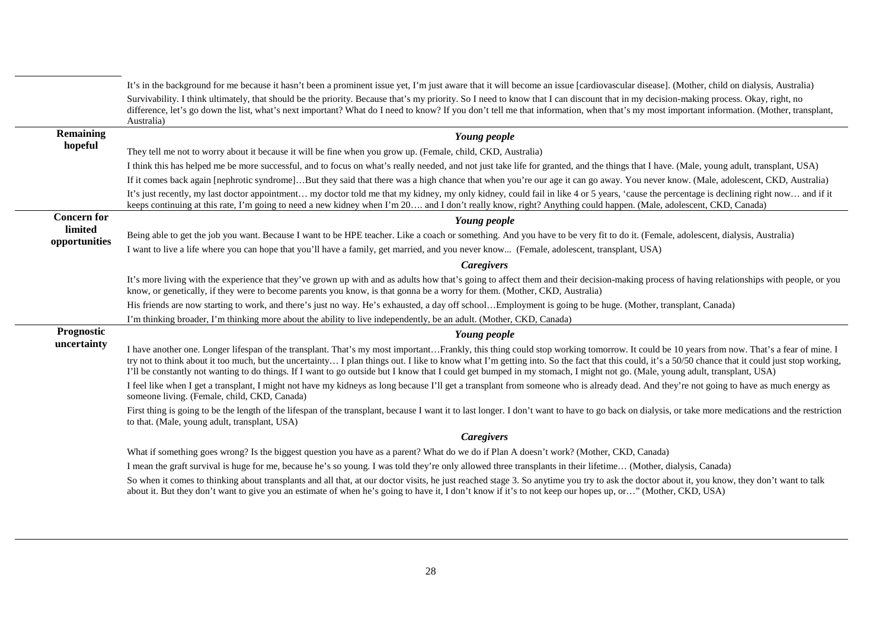| | |
|---|---|
| | It's in the background for me because it hasn't been a prominent issue yet, I'm just aware that it will become an issue [cardiovascular disease]. (Mother, child on dialysis, Australia) |
| | Survivability. I think ultimately, that should be the priority. Because that's my priority. So I need to know that I can discount that in my decision-making process. Okay, right, no difference, let's go down the list, what's next important? What do I need to know? If you don't tell me that information, when that's my most important information. (Mother, transplant, Australia) |
| **Remaining hopeful** | ***Young people*** |
| | They tell me not to worry about it because it will be fine when you grow up. (Female, child, CKD, Australia) |
| | I think this has helped me be more successful, and to focus on what's really needed, and not just take life for granted, and the things that I have. (Male, young adult, transplant, USA) |
| | If it comes back again [nephrotic syndrome]…But they said that there was a high chance that when you're our age it can go away. You never know. (Male, adolescent, CKD, Australia) |
| | It's just recently, my last doctor appointment… my doctor told me that my kidney, my only kidney, could fail in like 4 or 5 years, 'cause the percentage is declining right now… and if it keeps continuing at this rate, I'm going to need a new kidney when I'm 20…. and I don't really know, right? Anything could happen. (Male, adolescent, CKD, Canada) |
| **Concern for limited opportunities** | ***Young people*** |
| | Being able to get the job you want. Because I want to be HPE teacher. Like a coach or something. And you have to be very fit to do it. (Female, adolescent, dialysis, Australia) |
| | I want to live a life where you can hope that you'll have a family, get married, and you never know... (Female, adolescent, transplant, USA) |
| | ***Caregivers*** |
| | It's more living with the experience that they've grown up with and as adults how that's going to affect them and their decision-making process of having relationships with people, or you know, or genetically, if they were to become parents you know, is that gonna be a worry for them. (Mother, CKD, Australia) |
| | His friends are now starting to work, and there's just no way. He's exhausted, a day off school…Employment is going to be huge. (Mother, transplant, Canada) |
| | I'm thinking broader, I'm thinking more about the ability to live independently, be an adult. (Mother, CKD, Canada) |
| **Prognostic uncertainty** | ***Young people*** |
| | I have another one. Longer lifespan of the transplant. That's my most important…Frankly, this thing could stop working tomorrow. It could be 10 years from now. That's a fear of mine. I try not to think about it too much, but the uncertainty… I plan things out. I like to know what I'm getting into. So the fact that this could, it's a 50/50 chance that it could just stop working, I'll be constantly not wanting to do things. If I want to go outside but I know that I could get bumped in my stomach, I might not go. (Male, young adult, transplant, USA) |
| | I feel like when I get a transplant, I might not have my kidneys as long because I'll get a transplant from someone who is already dead. And they're not going to have as much energy as someone living. (Female, child, CKD, Canada) |
| | First thing is going to be the length of the lifespan of the transplant, because I want it to last longer. I don't want to have to go back on dialysis, or take more medications and the restriction to that. (Male, young adult, transplant, USA) |
| | ***Caregivers*** |
| | What if something goes wrong? Is the biggest question you have as a parent? What do we do if Plan A doesn't work? (Mother, CKD, Canada) |
| | I mean the graft survival is huge for me, because he's so young. I was told they're only allowed three transplants in their lifetime… (Mother, dialysis, Canada) |
| | So when it comes to thinking about transplants and all that, at our doctor visits, he just reached stage 3. So anytime you try to ask the doctor about it, you know, they don't want to talk about it. But they don't want to give you an estimate of when he's going to have it, I don't know if it's to not keep our hopes up, or…" (Mother, CKD, USA) |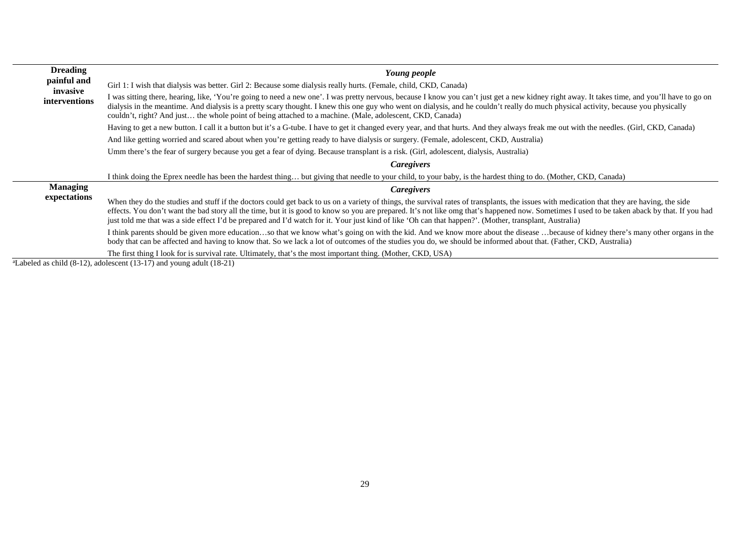| | |
|---|---|
| **Dreading painful and invasive interventions** | ***Young people*** |
| | Girl 1: I wish that dialysis was better. Girl 2: Because some dialysis really hurts. (Female, child, CKD, Canada) |
| | I was sitting there, hearing, like, 'You're going to need a new one'. I was pretty nervous, because I know you can't just get a new kidney right away. It takes time, and you'll have to go on dialysis in the meantime. And dialysis is a pretty scary thought. I knew this one guy who went on dialysis, and he couldn't really do much physical activity, because you physically couldn't, right? And just… the whole point of being attached to a machine. (Male, adolescent, CKD, Canada) |
| | Having to get a new button. I call it a button but it's a G-tube. I have to get it changed every year, and that hurts. And they always freak me out with the needles. (Girl, CKD, Canada) |
| | And like getting worried and scared about when you're getting ready to have dialysis or surgery. (Female, adolescent, CKD, Australia) |
| | Umm there's the fear of surgery because you get a fear of dying. Because transplant is a risk. (Girl, adolescent, dialysis, Australia) |
| | ***Caregivers*** |
| | I think doing the Eprex needle has been the hardest thing… but giving that needle to your child, to your baby, is the hardest thing to do. (Mother, CKD, Canada) |
| **Managing expectations** | ***Caregivers*** |
| | When they do the studies and stuff if the doctors could get back to us on a variety of things, the survival rates of transplants, the issues with medication that they are having, the side effects. You don't want the bad story all the time, but it is good to know so you are prepared. It's not like omg that's happened now. Sometimes I used to be taken aback by that. If you had just told me that was a side effect I'd be prepared and I'd watch for it. Your just kind of like 'Oh can that happen?'. (Mother, transplant, Australia) |
| | I think parents should be given more education…so that we know what's going on with the kid. And we know more about the disease …because of kidney there's many other organs in the body that can be affected and having to know that. So we lack a lot of outcomes of the studies you do, we should be informed about that. (Father, CKD, Australia) |
| | The first thing I look for is survival rate. Ultimately, that's the most important thing. (Mother, CKD, USA) |

[a]Labeled as child (8-12), adolescent (13-17) and young adult (18-21)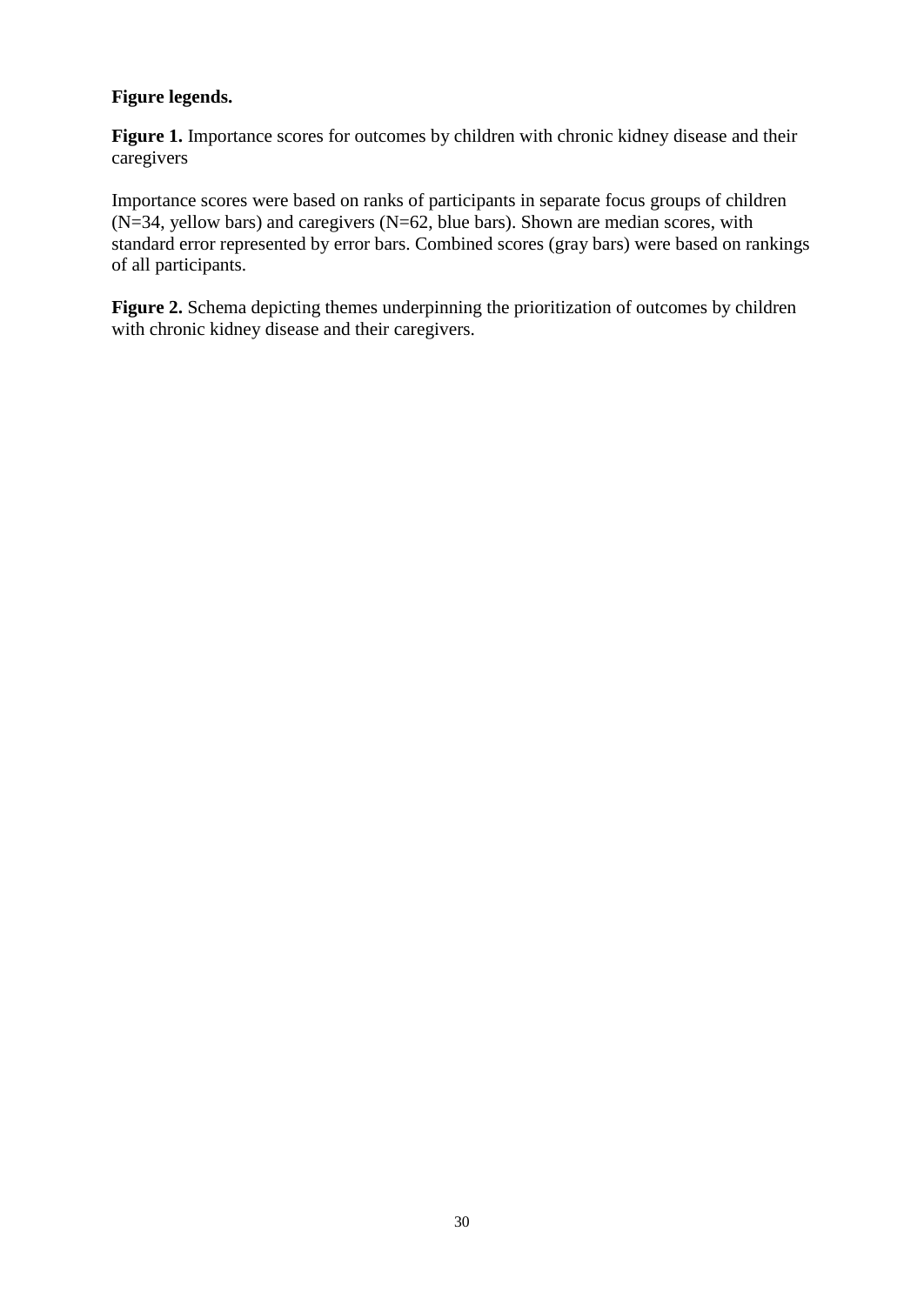**Figure legends.**

**Figure 1.** Importance scores for outcomes by children with chronic kidney disease and their caregivers

Importance scores were based on ranks of participants in separate focus groups of children (N=34, yellow bars) and caregivers (N=62, blue bars). Shown are median scores, with standard error represented by error bars. Combined scores (gray bars) were based on rankings of all participants.

**Figure 2.** Schema depicting themes underpinning the prioritization of outcomes by children with chronic kidney disease and their caregivers.